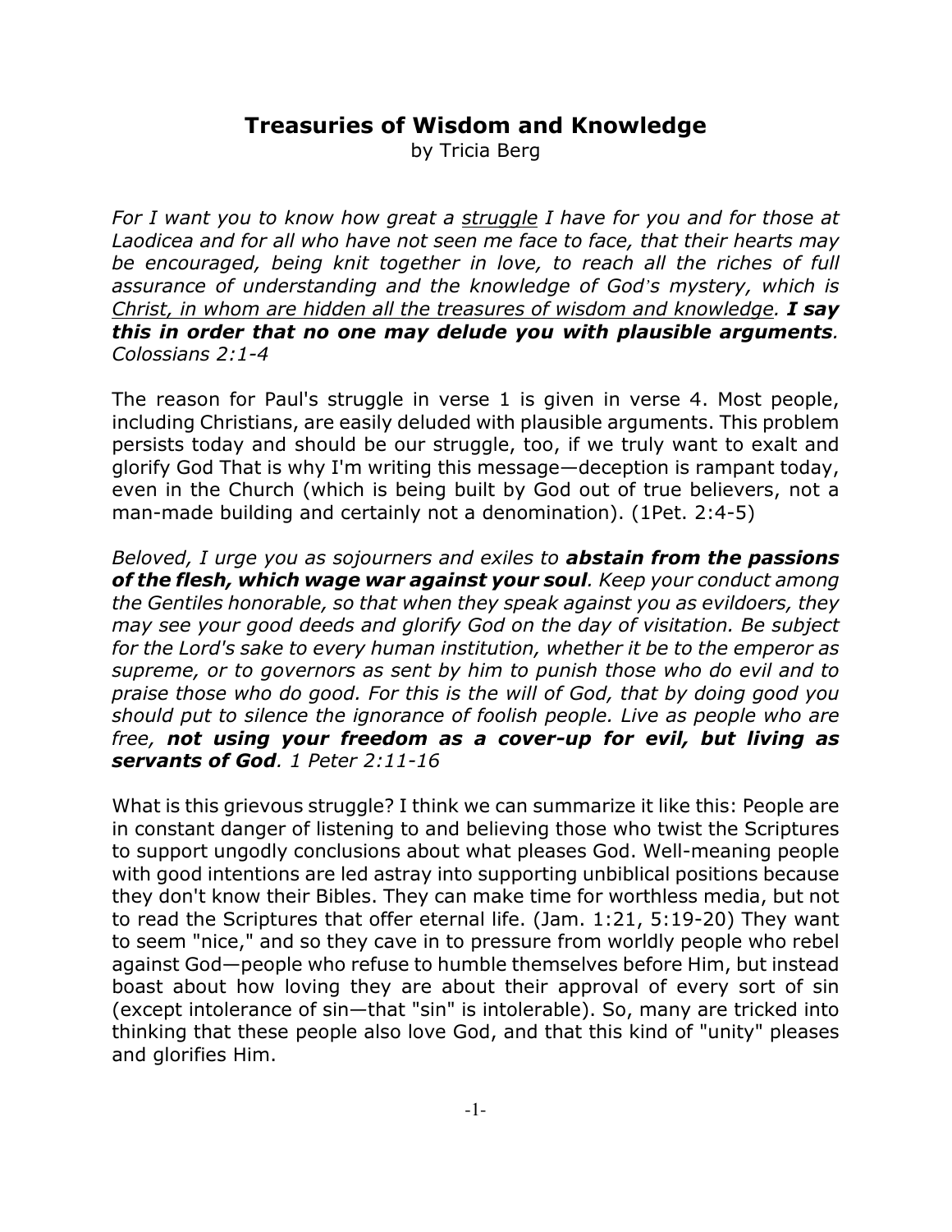# Treasuries of Wisdom and Knowledge

by Tricia Berg

*For I want you to know how great a <u>struggle</u> I have for you and for those at Laodicea and for all who have not seen me face to face, that their hearts may be encouraged, being knit together in love, to reach all the riches of full assurance of understanding and the knowledge of God's mystery, which is <u>Christ, in whom are hidden all the treasures of wisdom and knowledge</u>.* ***I say this in order that no one may delude you with plausible arguments****. Colossians 2:1-4*

The reason for Paul's struggle in verse 1 is given in verse 4. Most people, including Christians, are easily deluded with plausible arguments. This problem persists today and should be our struggle, too, if we truly want to exalt and glorify God That is why I'm writing this message—deception is rampant today, even in the Church (which is being built by God out of true believers, not a man-made building and certainly not a denomination). (1Pet. 2:4-5)

*Beloved, I urge you as sojourners and exiles to* ***abstain from the passions of the flesh, which wage war against your soul****. Keep your conduct among the Gentiles honorable, so that when they speak against you as evildoers, they may see your good deeds and glorify God on the day of visitation. Be subject for the Lord's sake to every human institution, whether it be to the emperor as supreme, or to governors as sent by him to punish those who do evil and to praise those who do good. For this is the will of God, that by doing good you should put to silence the ignorance of foolish people. Live as people who are free,* ***not using your freedom as a cover-up for evil, but living as servants of God****. 1 Peter 2:11-16*

What is this grievous struggle? I think we can summarize it like this: People are in constant danger of listening to and believing those who twist the Scriptures to support ungodly conclusions about what pleases God. Well-meaning people with good intentions are led astray into supporting unbiblical positions because they don't know their Bibles. They can make time for worthless media, but not to read the Scriptures that offer eternal life. (Jam. 1:21, 5:19-20) They want to seem "nice," and so they cave in to pressure from worldly people who rebel against God—people who refuse to humble themselves before Him, but instead boast about how loving they are about their approval of every sort of sin (except intolerance of sin—that "sin" is intolerable). So, many are tricked into thinking that these people also love God, and that this kind of "unity" pleases and glorifies Him.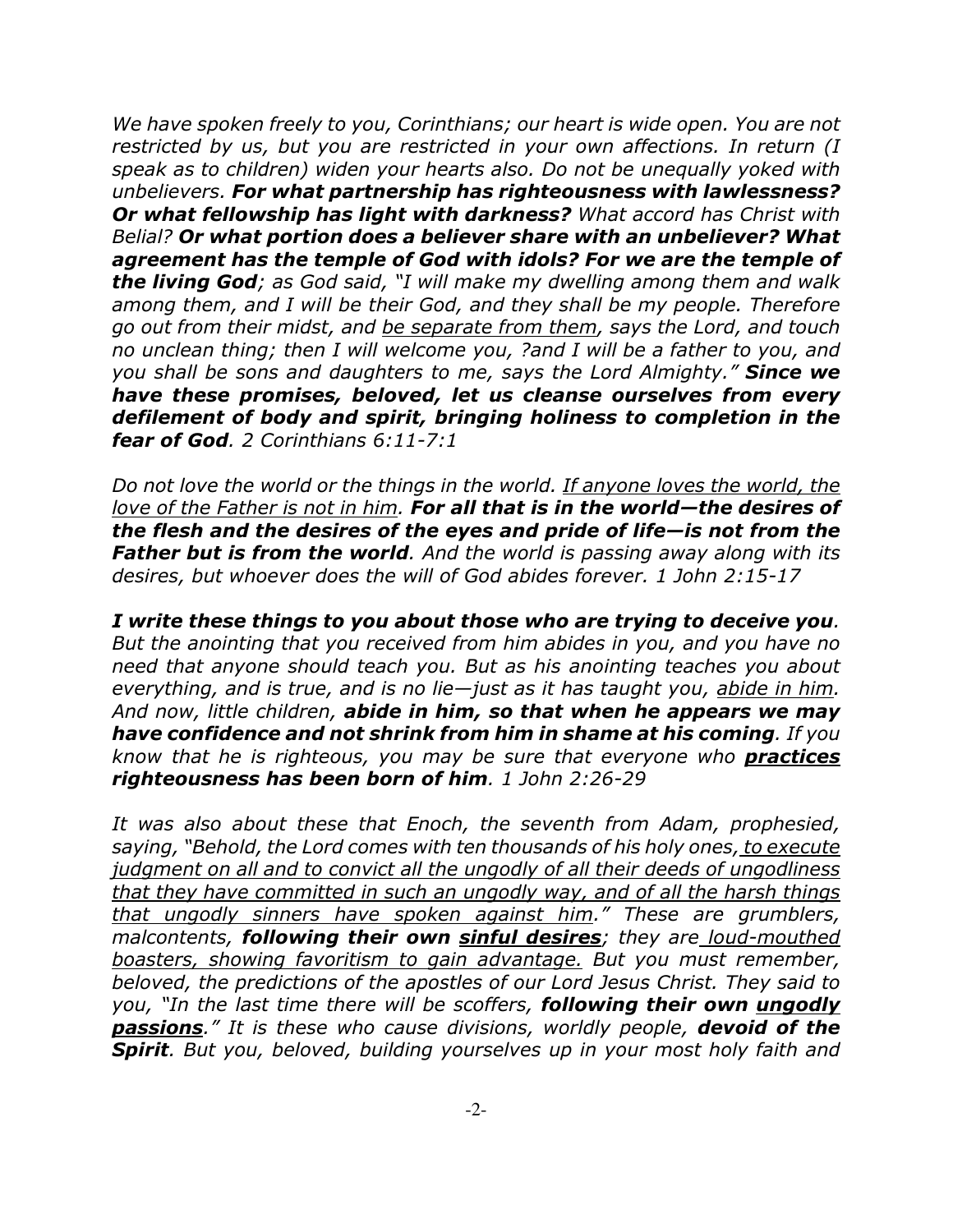*We have spoken freely to you, Corinthians; our heart is wide open. You are not restricted by us, but you are restricted in your own affections. In return (I speak as to children) widen your hearts also. Do not be unequally yoked with unbelievers.* ***For what partnership has righteousness with lawlessness? Or what fellowship has light with darkness?*** *What accord has Christ with Belial?* ***Or what portion does a believer share with an unbeliever? What agreement has the temple of God with idols? For we are the temple of the living God****; as God said, "I will make my dwelling among them and walk among them, and I will be their God, and they shall be my people. Therefore go out from their midst, and* <u>*be separate from them*</u>*, says the Lord, and touch no unclean thing; then I will welcome you, ?and I will be a father to you, and you shall be sons and daughters to me, says the Lord Almighty."* ***Since we have these promises, beloved, let us cleanse ourselves from every defilement of body and spirit, bringing holiness to completion in the fear of God****. 2 Corinthians 6:11-7:1*

*Do not love the world or the things in the world.* <u>*If anyone loves the world, the love of the Father is not in him*</u>*.* ***For all that is in the world—the desires of the flesh and the desires of the eyes and pride of life—is not from the Father but is from the world****. And the world is passing away along with its desires, but whoever does the will of God abides forever. 1 John 2:15-17*

***I write these things to you about those who are trying to deceive you****. But the anointing that you received from him abides in you, and you have no need that anyone should teach you. But as his anointing teaches you about everything, and is true, and is no lie—just as it has taught you,* <u>*abide in him*</u>*. And now, little children,* ***abide in him, so that when he appears we may have confidence and not shrink from him in shame at his coming****. If you know that he is righteous, you may be sure that everyone who* ***<u>practices</u> righteousness has been born of him****. 1 John 2:26-29*

*It was also about these that Enoch, the seventh from Adam, prophesied, saying, "Behold, the Lord comes with ten thousands of his holy ones,* <u>*to execute judgment on all and to convict all the ungodly of all their deeds of ungodliness that they have committed in such an ungodly way, and of all the harsh things that ungodly sinners have spoken against him*</u>*." These are grumblers, malcontents,* ***following their own <u>sinful desires</u>****; they are* <u>*loud-mouthed boasters, showing favoritism to gain advantage.*</u> *But you must remember, beloved, the predictions of the apostles of our Lord Jesus Christ. They said to you, "In the last time there will be scoffers,* ***following their own <u>ungodly passions</u>****." It is these who cause divisions, worldly people,* ***devoid of the Spirit****. But you, beloved, building yourselves up in your most holy faith and*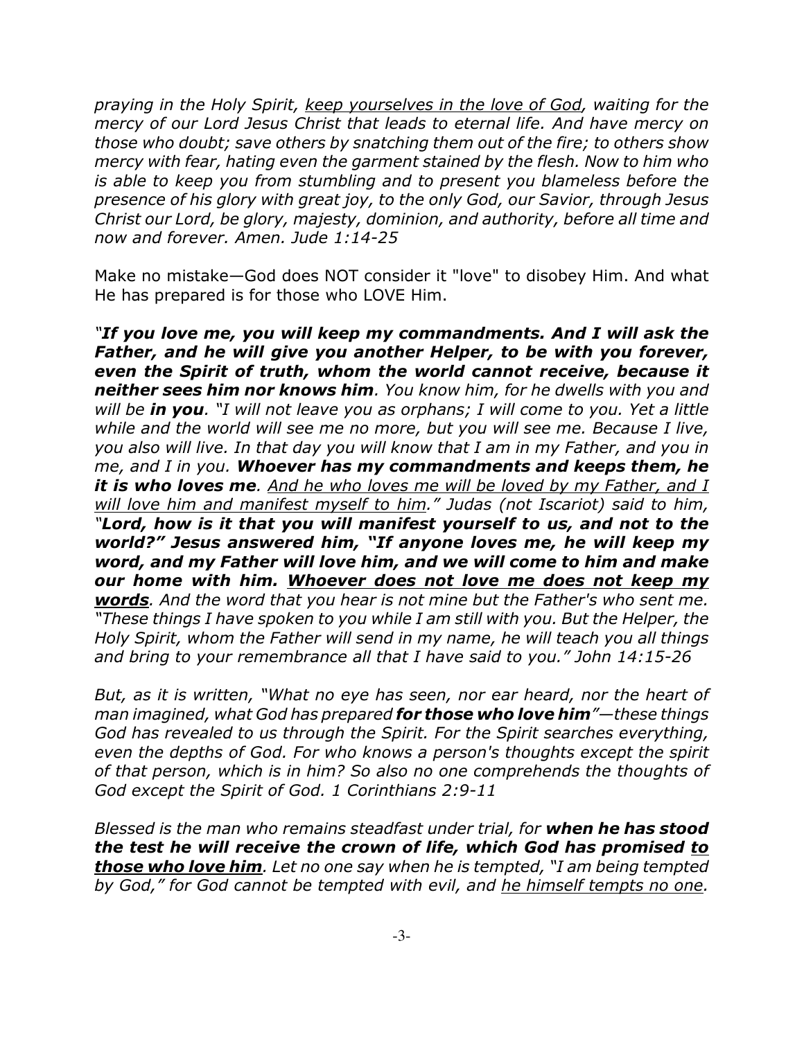*praying in the Holy Spirit, <u>keep yourselves in the love of God</u>, waiting for the mercy of our Lord Jesus Christ that leads to eternal life. And have mercy on those who doubt; save others by snatching them out of the fire; to others show mercy with fear, hating even the garment stained by the flesh. Now to him who is able to keep you from stumbling and to present you blameless before the presence of his glory with great joy, to the only God, our Savior, through Jesus Christ our Lord, be glory, majesty, dominion, and authority, before all time and now and forever. Amen. Jude 1:14-25*

Make no mistake—God does NOT consider it "love" to disobey Him. And what He has prepared is for those who LOVE Him.

***"If you love me, you will keep my commandments. And I will ask the Father, and he will give you another Helper, to be with you forever, even the Spirit of truth, whom the world cannot receive, because it neither sees him nor knows him****. You know him, for he dwells with you and will be* ***in you****. "I will not leave you as orphans; I will come to you. Yet a little while and the world will see me no more, but you will see me. Because I live, you also will live. In that day you will know that I am in my Father, and you in me, and I in you.* ***Whoever has my commandments and keeps them, he it is who loves me****. <u>And he who loves me will be loved by my Father, and I will love him and manifest myself to him</u>." Judas (not Iscariot) said to him,* ***"Lord, how is it that you will manifest yourself to us, and not to the world?" Jesus answered him, "If anyone loves me, he will keep my word, and my Father will love him, and we will come to him and make our home with him. <u>Whoever does not love me does not keep my words</u>****. And the word that you hear is not mine but the Father's who sent me. "These things I have spoken to you while I am still with you. But the Helper, the Holy Spirit, whom the Father will send in my name, he will teach you all things and bring to your remembrance all that I have said to you." John 14:15-26*

*But, as it is written, "What no eye has seen, nor ear heard, nor the heart of man imagined, what God has prepared* ***for those who love him****"—these things God has revealed to us through the Spirit. For the Spirit searches everything, even the depths of God. For who knows a person's thoughts except the spirit of that person, which is in him? So also no one comprehends the thoughts of God except the Spirit of God. 1 Corinthians 2:9-11*

*Blessed is the man who remains steadfast under trial, for* ***when he has stood the test he will receive the crown of life, which God has promised <u>to those who love him</u>****. Let no one say when he is tempted, "I am being tempted by God," for God cannot be tempted with evil, and <u>he himself tempts no one</u>.*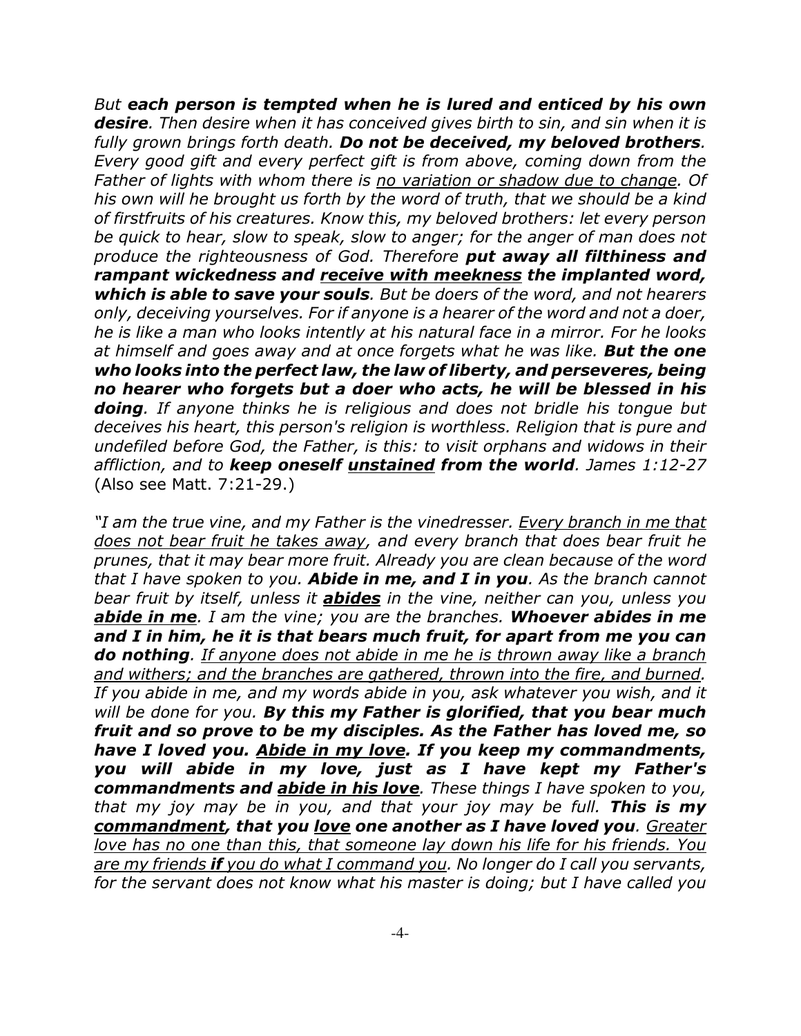*But **each person is tempted when he is lured and enticed by his own desire**. Then desire when it has conceived gives birth to sin, and sin when it is fully grown brings forth death. **Do not be deceived, my beloved brothers**. Every good gift and every perfect gift is from above, coming down from the Father of lights with whom there is <u>no variation or shadow due to change</u>. Of his own will he brought us forth by the word of truth, that we should be a kind of firstfruits of his creatures. Know this, my beloved brothers: let every person be quick to hear, slow to speak, slow to anger; for the anger of man does not produce the righteousness of God. Therefore **put away all filthiness and rampant wickedness and <u>receive with meekness</u> the implanted word, which is able to save your souls**. But be doers of the word, and not hearers only, deceiving yourselves. For if anyone is a hearer of the word and not a doer, he is like a man who looks intently at his natural face in a mirror. For he looks at himself and goes away and at once forgets what he was like. **But the one who looks into the perfect law, the law of liberty, and perseveres, being no hearer who forgets but a doer who acts, he will be blessed in his doing**. If anyone thinks he is religious and does not bridle his tongue but deceives his heart, this person's religion is worthless. Religion that is pure and undefiled before God, the Father, is this: to visit orphans and widows in their affliction, and to **keep oneself <u>unstained</u> from the world**. James 1:12-27* (Also see Matt. 7:21-29.)

*"I am the true vine, and my Father is the vinedresser. <u>Every branch in me that does not bear fruit he takes away</u>, and every branch that does bear fruit he prunes, that it may bear more fruit. Already you are clean because of the word that I have spoken to you. **Abide in me, and I in you**. As the branch cannot bear fruit by itself, unless it **<u>abides</u>** in the vine, neither can you, unless you **<u>abide in me</u>**. I am the vine; you are the branches. **Whoever abides in me and I in him, he it is that bears much fruit, for apart from me you can do nothing**. <u>If anyone does not abide in me he is thrown away like a branch and withers; and the branches are gathered, thrown into the fire, and burned</u>. If you abide in me, and my words abide in you, ask whatever you wish, and it will be done for you. **By this my Father is glorified, that you bear much fruit and so prove to be my disciples. As the Father has loved me, so have I loved you. <u>Abide in my love</u>. If you keep my commandments, you will abide in my love, just as I have kept my Father's commandments and <u>abide in his love</u>**. These things I have spoken to you, that my joy may be in you, and that your joy may be full. **This is my <u>commandment</u>, that you <u>love</u> one another as I have loved you**. <u>Greater love has no one than this, that someone lay down his life for his friends. You are my friends **if** you do what I command you</u>. No longer do I call you servants, for the servant does not know what his master is doing; but I have called you*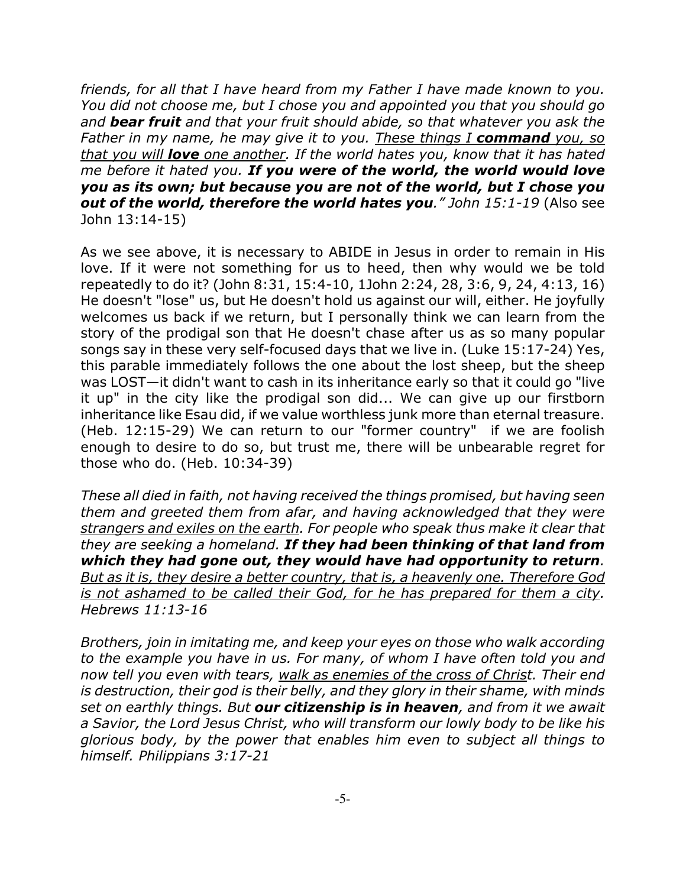*friends, for all that I have heard from my Father I have made known to you. You did not choose me, but I chose you and appointed you that you should go and **bear fruit** and that your fruit should abide, so that whatever you ask the Father in my name, he may give it to you. <u>These things I **command** you, so that you will **love** one another</u>. If the world hates you, know that it has hated me before it hated you. **If you were of the world, the world would love you as its own; but because you are not of the world, but I chose you out of the world, therefore the world hates you**." John 15:1-19* (Also see John 13:14-15)

As we see above, it is necessary to ABIDE in Jesus in order to remain in His love. If it were not something for us to heed, then why would we be told repeatedly to do it? (John 8:31, 15:4-10, 1John 2:24, 28, 3:6, 9, 24, 4:13, 16) He doesn't "lose" us, but He doesn't hold us against our will, either. He joyfully welcomes us back if we return, but I personally think we can learn from the story of the prodigal son that He doesn't chase after us as so many popular songs say in these very self-focused days that we live in. (Luke 15:17-24) Yes, this parable immediately follows the one about the lost sheep, but the sheep was LOST—it didn't want to cash in its inheritance early so that it could go "live it up" in the city like the prodigal son did... We can give up our firstborn inheritance like Esau did, if we value worthless junk more than eternal treasure. (Heb. 12:15-29) We can return to our "former country" if we are foolish enough to desire to do so, but trust me, there will be unbearable regret for those who do. (Heb. 10:34-39)

*These all died in faith, not having received the things promised, but having seen them and greeted them from afar, and having acknowledged that they were <u>strangers and exiles on the earth</u>. For people who speak thus make it clear that they are seeking a homeland. **If they had been thinking of that land from which they had gone out, they would have had opportunity to return**. <u>But as it is, they desire a better country, that is, a heavenly one. Therefore God is not ashamed to be called their God, for he has prepared for them a city</u>. Hebrews 11:13-16*

*Brothers, join in imitating me, and keep your eyes on those who walk according to the example you have in us. For many, of whom I have often told you and now tell you even with tears, <u>walk as enemies of the cross of Christ</u>. Their end is destruction, their god is their belly, and they glory in their shame, with minds set on earthly things. But **our citizenship is in heaven**, and from it we await a Savior, the Lord Jesus Christ, who will transform our lowly body to be like his glorious body, by the power that enables him even to subject all things to himself. Philippians 3:17-21*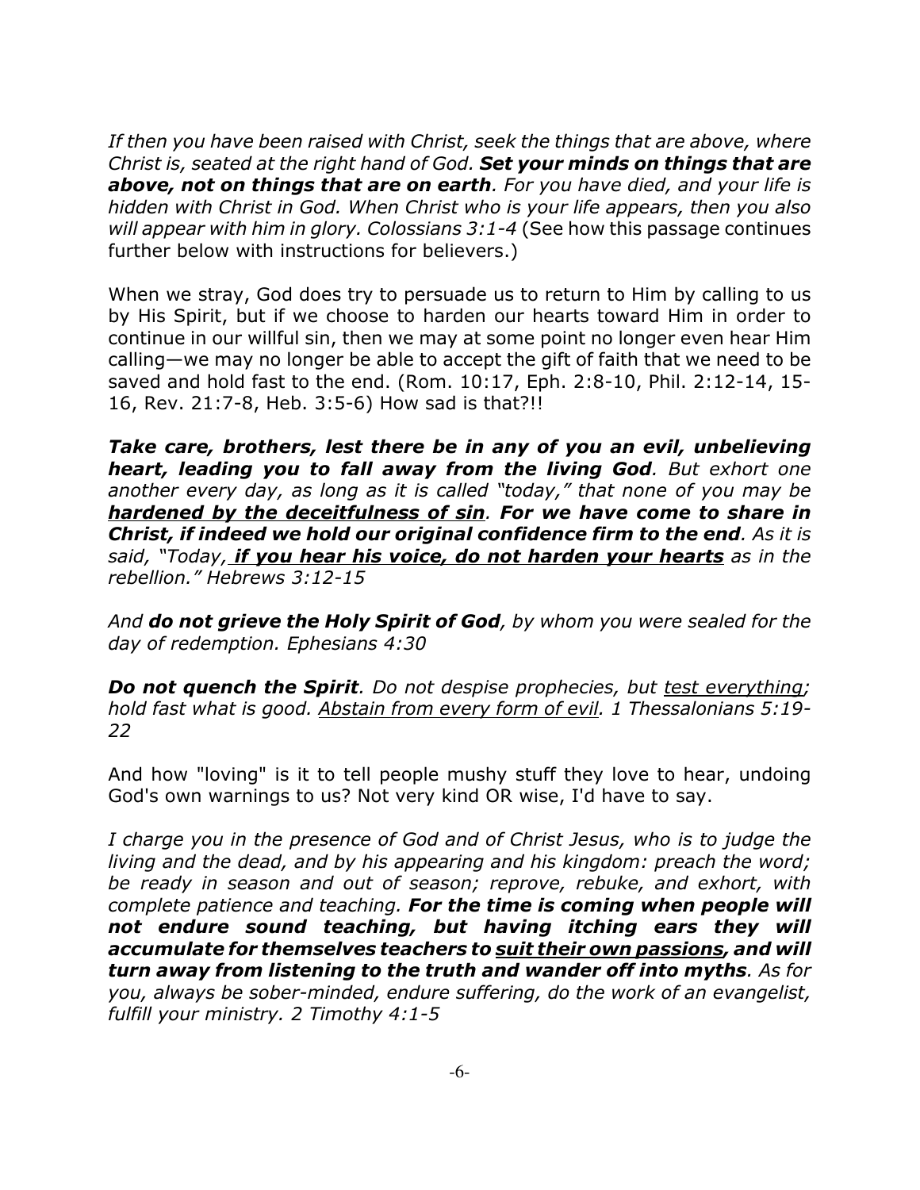*If then you have been raised with Christ, seek the things that are above, where Christ is, seated at the right hand of God.* ***Set your minds on things that are above, not on things that are on earth****. For you have died, and your life is hidden with Christ in God. When Christ who is your life appears, then you also will appear with him in glory. Colossians 3:1-4* (See how this passage continues further below with instructions for believers.)

When we stray, God does try to persuade us to return to Him by calling to us by His Spirit, but if we choose to harden our hearts toward Him in order to continue in our willful sin, then we may at some point no longer even hear Him calling—we may no longer be able to accept the gift of faith that we need to be saved and hold fast to the end. (Rom. 10:17, Eph. 2:8-10, Phil. 2:12-14, 15-16, Rev. 21:7-8, Heb. 3:5-6) How sad is that?!!

***Take care, brothers, lest there be in any of you an evil, unbelieving heart, leading you to fall away from the living God****. But exhort one another every day, as long as it is called "today," that none of you may be* ***<u>hardened by the deceitfulness of sin</u>****.* ***For we have come to share in Christ, if indeed we hold our original confidence firm to the end****. As it is said, "Today,* ***<u>if you hear his voice, do not harden your hearts</u>*** *as in the rebellion." Hebrews 3:12-15*

*And* ***do not grieve the Holy Spirit of God****, by whom you were sealed for the day of redemption. Ephesians 4:30*

***Do not quench the Spirit****. Do not despise prophecies, but <u>test everything</u>; hold fast what is good. <u>Abstain from every form of evil</u>. 1 Thessalonians 5:19-22*

And how "loving" is it to tell people mushy stuff they love to hear, undoing God's own warnings to us? Not very kind OR wise, I'd have to say.

*I charge you in the presence of God and of Christ Jesus, who is to judge the living and the dead, and by his appearing and his kingdom: preach the word; be ready in season and out of season; reprove, rebuke, and exhort, with complete patience and teaching.* ***For the time is coming when people will not endure sound teaching, but having itching ears they will accumulate for themselves teachers to <u>suit their own passions</u>, and will turn away from listening to the truth and wander off into myths****. As for you, always be sober-minded, endure suffering, do the work of an evangelist, fulfill your ministry. 2 Timothy 4:1-5*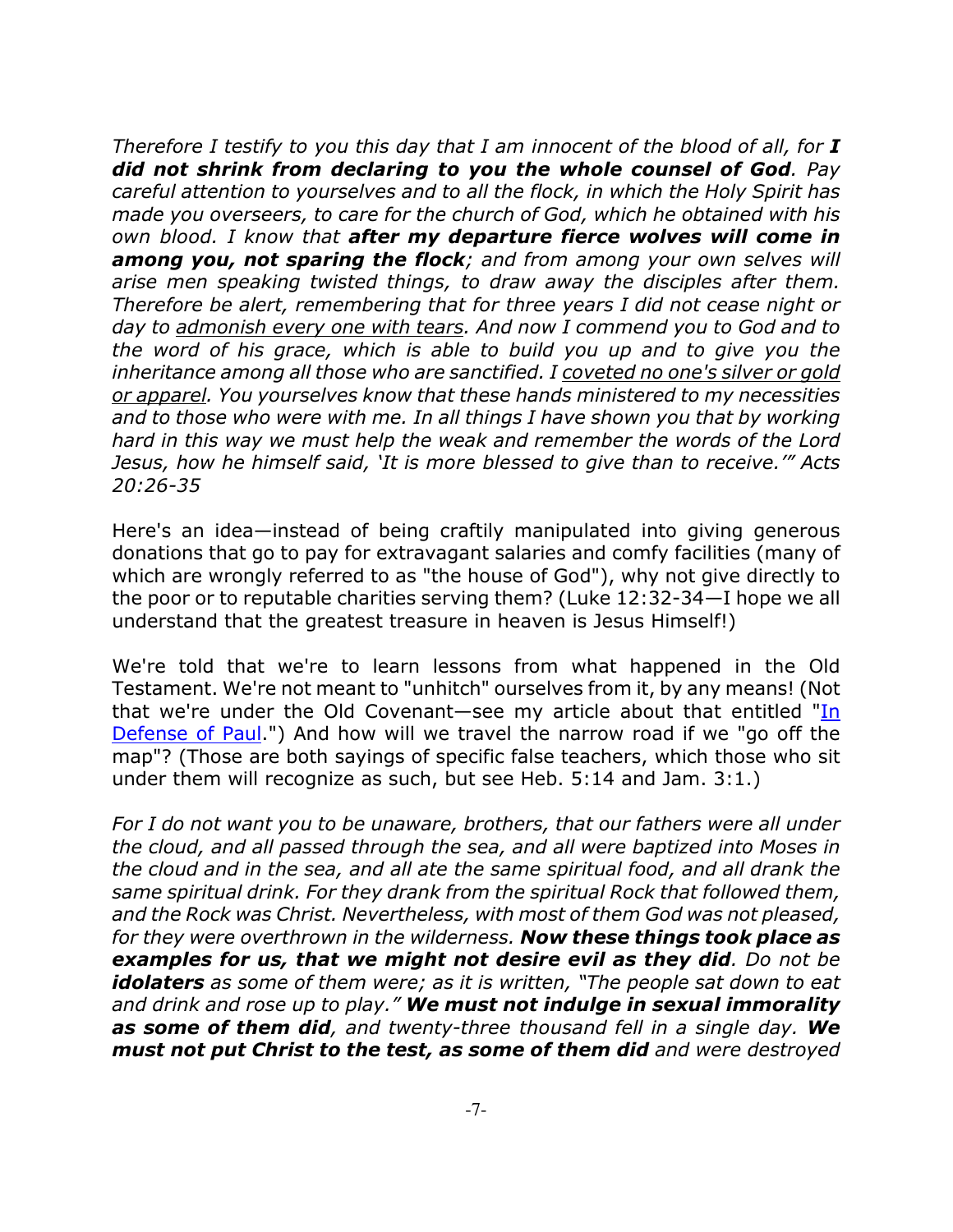*Therefore I testify to you this day that I am innocent of the blood of all, for **I did not shrink from declaring to you the whole counsel of God**. Pay careful attention to yourselves and to all the flock, in which the Holy Spirit has made you overseers, to care for the church of God, which he obtained with his own blood. I know that **after my departure fierce wolves will come in among you, not sparing the flock**; and from among your own selves will arise men speaking twisted things, to draw away the disciples after them. Therefore be alert, remembering that for three years I did not cease night or day to <u>admonish every one with tears</u>. And now I commend you to God and to the word of his grace, which is able to build you up and to give you the inheritance among all those who are sanctified. I <u>coveted no one's silver or gold or apparel</u>. You yourselves know that these hands ministered to my necessities and to those who were with me. In all things I have shown you that by working hard in this way we must help the weak and remember the words of the Lord Jesus, how he himself said, 'It is more blessed to give than to receive.'" Acts 20:26-35*

Here's an idea—instead of being craftily manipulated into giving generous donations that go to pay for extravagant salaries and comfy facilities (many of which are wrongly referred to as "the house of God"), why not give directly to the poor or to reputable charities serving them? (Luke 12:32-34—I hope we all understand that the greatest treasure in heaven is Jesus Himself!)

We're told that we're to learn lessons from what happened in the Old Testament. We're not meant to "unhitch" ourselves from it, by any means! (Not that we're under the Old Covenant—see my article about that entitled "In Defense of Paul.") And how will we travel the narrow road if we "go off the map"? (Those are both sayings of specific false teachers, which those who sit under them will recognize as such, but see Heb. 5:14 and Jam. 3:1.)

*For I do not want you to be unaware, brothers, that our fathers were all under the cloud, and all passed through the sea, and all were baptized into Moses in the cloud and in the sea, and all ate the same spiritual food, and all drank the same spiritual drink. For they drank from the spiritual Rock that followed them, and the Rock was Christ. Nevertheless, with most of them God was not pleased, for they were overthrown in the wilderness. **Now these things took place as examples for us, that we might not desire evil as they did**. Do not be **idolaters** as some of them were; as it is written, "The people sat down to eat and drink and rose up to play." **We must not indulge in sexual immorality as some of them did**, and twenty-three thousand fell in a single day. **We must not put Christ to the test, as some of them did** and were destroyed*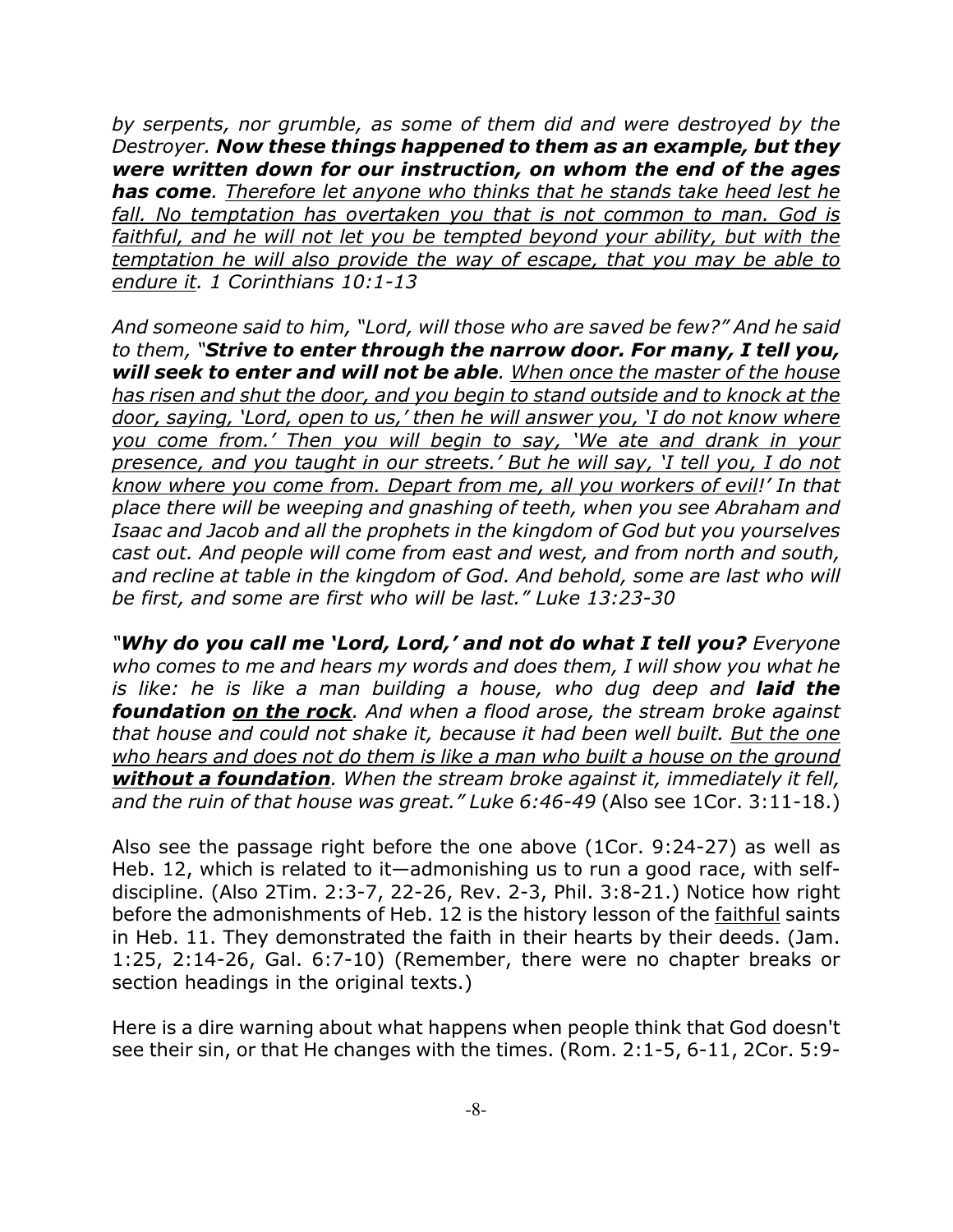*by serpents, nor grumble, as some of them did and were destroyed by the Destroyer.* ***Now these things happened to them as an example, but they were written down for our instruction, on whom the end of the ages has come****.* *<u>Therefore let anyone who thinks that he stands take heed lest he fall. No temptation has overtaken you that is not common to man. God is faithful, and he will not let you be tempted beyond your ability, but with the temptation he will also provide the way of escape, that you may be able to endure it</u>. 1 Corinthians 10:1-13*

*And someone said to him, "Lord, will those who are saved be few?" And he said to them, "****Strive to enter through the narrow door. For many, I tell you, will seek to enter and will not be able****.* *<u>When once the master of the house has risen and shut the door, and you begin to stand outside and to knock at the door, saying, 'Lord, open to us,' then he will answer you, 'I do not know where you come from.' Then you will begin to say, 'We ate and drank in your presence, and you taught in our streets.' But he will say, 'I tell you, I do not know where you come from. Depart from me, all you workers of evil</u>!' In that place there will be weeping and gnashing of teeth, when you see Abraham and Isaac and Jacob and all the prophets in the kingdom of God but you yourselves cast out. And people will come from east and west, and from north and south, and recline at table in the kingdom of God. And behold, some are last who will be first, and some are first who will be last." Luke 13:23-30*

*"****Why do you call me 'Lord, Lord,' and not do what I tell you?*** *Everyone who comes to me and hears my words and does them, I will show you what he is like: he is like a man building a house, who dug deep and* ***laid the foundation <u>on the rock</u>****. And when a flood arose, the stream broke against that house and could not shake it, because it had been well built. <u>But the one who hears and does not do them is like a man who built a house on the ground</u>* ***<u>without a foundation</u>****. When the stream broke against it, immediately it fell, and the ruin of that house was great." Luke 6:46-49* (Also see 1Cor. 3:11-18.)

Also see the passage right before the one above (1Cor. 9:24-27) as well as Heb. 12, which is related to it—admonishing us to run a good race, with self-discipline. (Also 2Tim. 2:3-7, 22-26, Rev. 2-3, Phil. 3:8-21.) Notice how right before the admonishments of Heb. 12 is the history lesson of the <u>faithful</u> saints in Heb. 11. They demonstrated the faith in their hearts by their deeds. (Jam. 1:25, 2:14-26, Gal. 6:7-10) (Remember, there were no chapter breaks or section headings in the original texts.)

Here is a dire warning about what happens when people think that God doesn't see their sin, or that He changes with the times. (Rom. 2:1-5, 6-11, 2Cor. 5:9-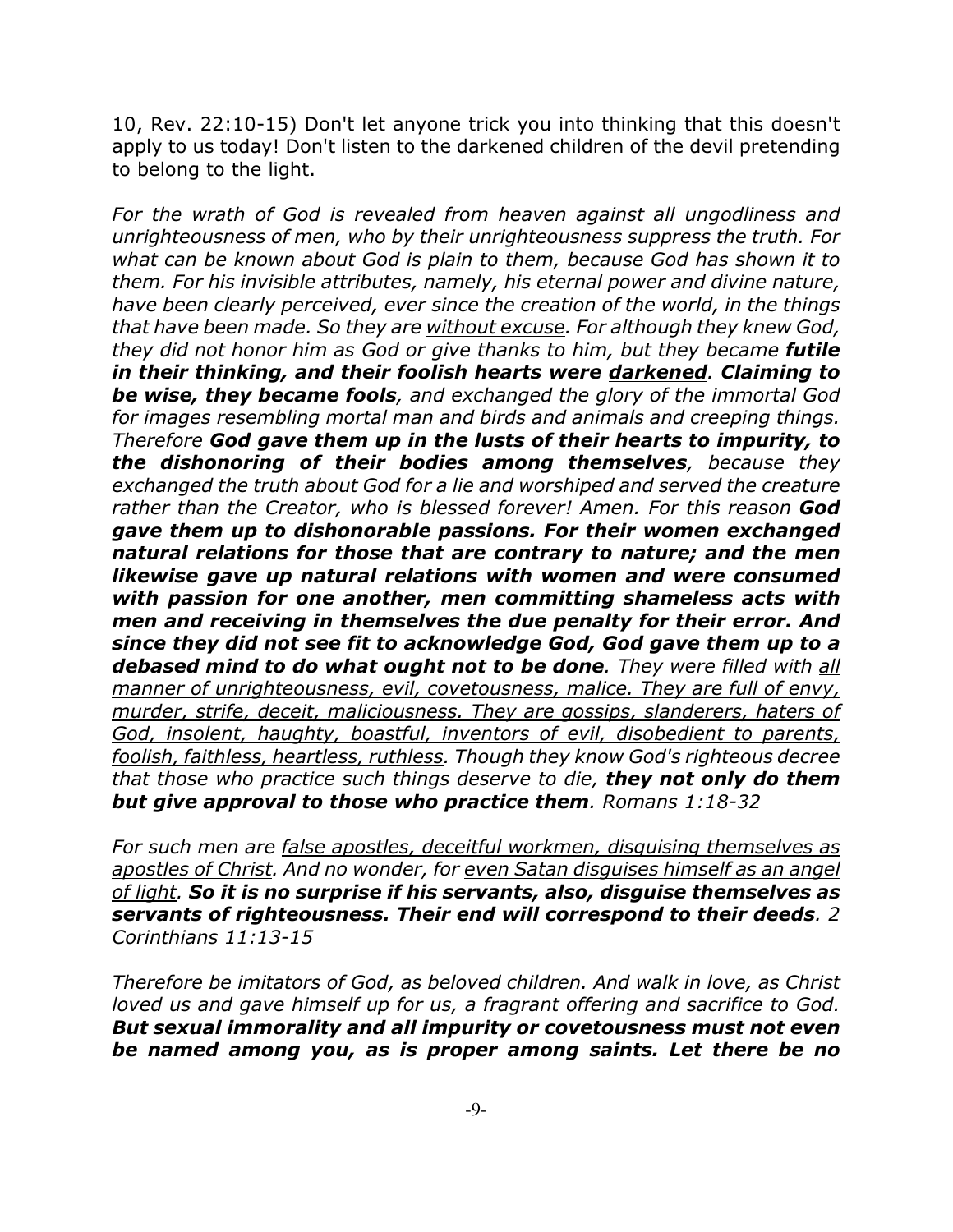10, Rev. 22:10-15) Don't let anyone trick you into thinking that this doesn't apply to us today! Don't listen to the darkened children of the devil pretending to belong to the light.

*For the wrath of God is revealed from heaven against all ungodliness and unrighteousness of men, who by their unrighteousness suppress the truth. For what can be known about God is plain to them, because God has shown it to them. For his invisible attributes, namely, his eternal power and divine nature, have been clearly perceived, ever since the creation of the world, in the things that have been made. So they are <u>without excuse</u>. For although they knew God, they did not honor him as God or give thanks to him, but they became* ***futile in their thinking, and their foolish hearts were <u>darkened</u>. Claiming to be wise, they became fools****, and exchanged the glory of the immortal God for images resembling mortal man and birds and animals and creeping things. Therefore* ***God gave them up in the lusts of their hearts to impurity, to the dishonoring of their bodies among themselves****, because they exchanged the truth about God for a lie and worshiped and served the creature rather than the Creator, who is blessed forever! Amen. For this reason* ***God gave them up to dishonorable passions. For their women exchanged natural relations for those that are contrary to nature; and the men likewise gave up natural relations with women and were consumed with passion for one another, men committing shameless acts with men and receiving in themselves the due penalty for their error. And since they did not see fit to acknowledge God, God gave them up to a debased mind to do what ought not to be done****. They were filled with <u>all manner of unrighteousness, evil, covetousness, malice. They are full of envy, murder, strife, deceit, maliciousness. They are gossips, slanderers, haters of God, insolent, haughty, boastful, inventors of evil, disobedient to parents, foolish, faithless, heartless, ruthless</u>. Though they know God's righteous decree that those who practice such things deserve to die,* ***they not only do them but give approval to those who practice them****. Romans 1:18-32*

*For such men are <u>false apostles, deceitful workmen, disguising themselves as apostles of Christ</u>. And no wonder, for <u>even Satan disguises himself as an angel of light</u>.* ***So it is no surprise if his servants, also, disguise themselves as servants of righteousness. Their end will correspond to their deeds****. 2 Corinthians 11:13-15*

*Therefore be imitators of God, as beloved children. And walk in love, as Christ loved us and gave himself up for us, a fragrant offering and sacrifice to God.* ***But sexual immorality and all impurity or covetousness must not even be named among you, as is proper among saints. Let there be no***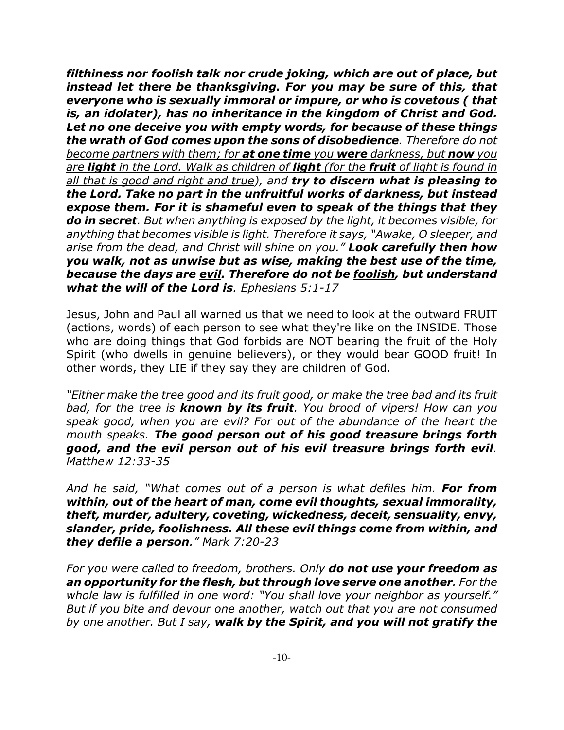***filthiness nor foolish talk nor crude joking, which are out of place, but instead let there be thanksgiving. For you may be sure of this, that everyone who is sexually immoral or impure, or who is covetous ( that is, an idolater), has <u>no inheritance</u> in the kingdom of Christ and God. Let no one deceive you with empty words, for because of these things the <u>wrath of God</u> comes upon the sons of <u>disobedience</u>.*** *Therefore <u>do not become partners with them; for **at one time** you **were** darkness, but **now** you are **light** in the Lord. Walk as children of **light** (for the **fruit** of light is found in all that is good and right and true)</u>, and **try to discern what is pleasing to the Lord. Take no part in the unfruitful works of darkness, but instead expose them. For it is shameful even to speak of the things that they do in secret**. But when anything is exposed by the light, it becomes visible, for anything that becomes visible is light. Therefore it says, "Awake, O sleeper, and arise from the dead, and Christ will shine on you." **Look carefully then how you walk, not as unwise but as wise, making the best use of the time, because the days are <u>evil</u>. Therefore do not be <u>foolish</u>, but understand what the will of the Lord is**. Ephesians 5:1-17*

Jesus, John and Paul all warned us that we need to look at the outward FRUIT (actions, words) of each person to see what they're like on the INSIDE. Those who are doing things that God forbids are NOT bearing the fruit of the Holy Spirit (who dwells in genuine believers), or they would bear GOOD fruit! In other words, they LIE if they say they are children of God.

*"Either make the tree good and its fruit good, or make the tree bad and its fruit bad, for the tree is **known by its fruit**. You brood of vipers! How can you speak good, when you are evil? For out of the abundance of the heart the mouth speaks. **The good person out of his good treasure brings forth good, and the evil person out of his evil treasure brings forth evil**. Matthew 12:33-35*

*And he said, "What comes out of a person is what defiles him. **For from within, out of the heart of man, come evil thoughts, sexual immorality, theft, murder, adultery, coveting, wickedness, deceit, sensuality, envy, slander, pride, foolishness. All these evil things come from within, and they defile a person**." Mark 7:20-23*

*For you were called to freedom, brothers. Only **do not use your freedom as an opportunity for the flesh, but through love serve one another**. For the whole law is fulfilled in one word: "You shall love your neighbor as yourself." But if you bite and devour one another, watch out that you are not consumed by one another. But I say, **walk by the Spirit, and you will not gratify the***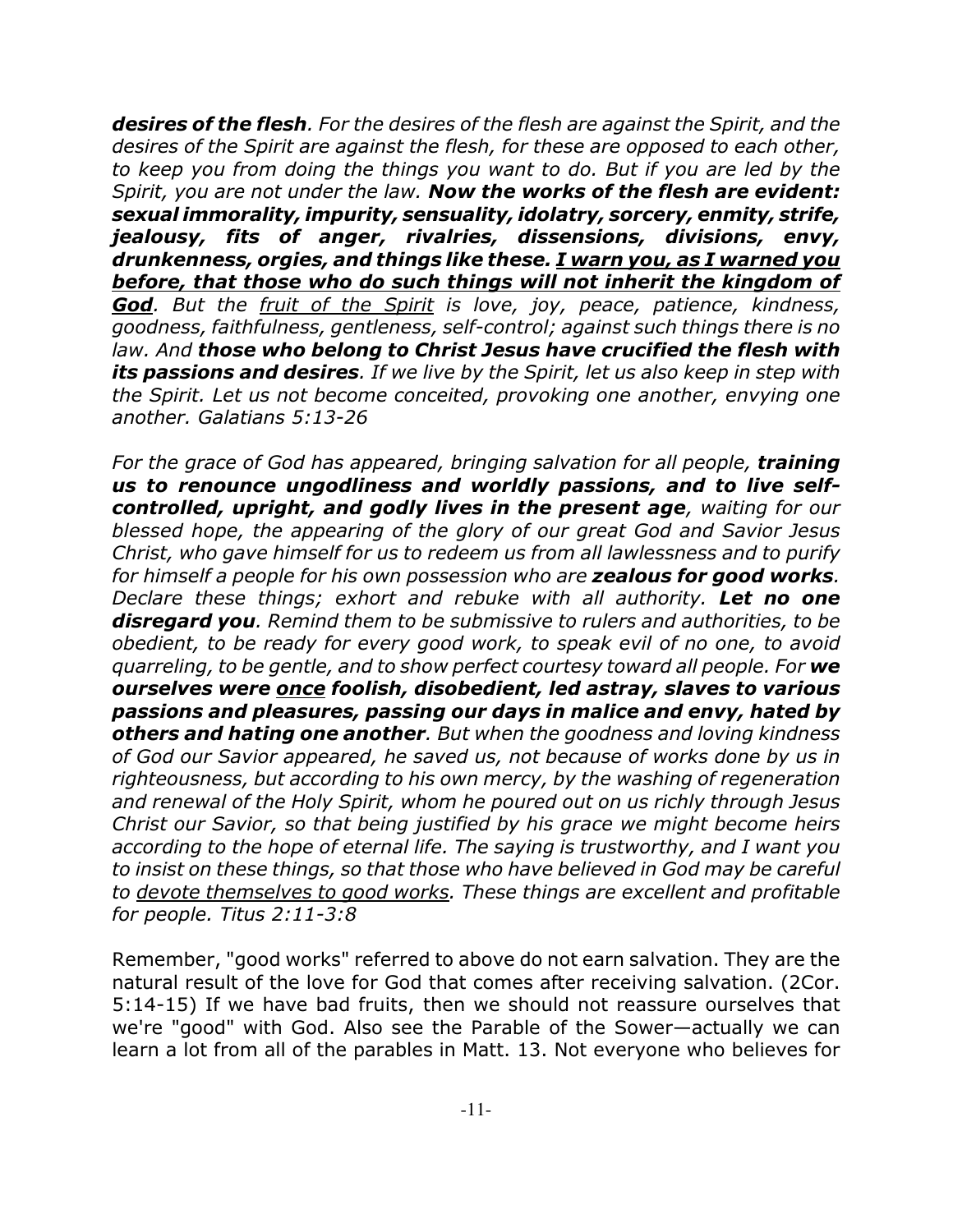***desires of the flesh**. For the desires of the flesh are against the Spirit, and the desires of the Spirit are against the flesh, for these are opposed to each other, to keep you from doing the things you want to do. But if you are led by the Spirit, you are not under the law. **Now the works of the flesh are evident: sexual immorality, impurity, sensuality, idolatry, sorcery, enmity, strife, jealousy, fits of anger, rivalries, dissensions, divisions, envy, drunkenness, orgies, and things like these. <u>I warn you, as I warned you before, that those who do such things will not inherit the kingdom of God</u>**. But the <u>fruit of the Spirit</u> is love, joy, peace, patience, kindness, goodness, faithfulness, gentleness, self-control; against such things there is no law. And **those who belong to Christ Jesus have crucified the flesh with its passions and desires**. If we live by the Spirit, let us also keep in step with the Spirit. Let us not become conceited, provoking one another, envying one another. Galatians 5:13-26*

*For the grace of God has appeared, bringing salvation for all people, **training us to renounce ungodliness and worldly passions, and to live self-controlled, upright, and godly lives in the present age**, waiting for our blessed hope, the appearing of the glory of our great God and Savior Jesus Christ, who gave himself for us to redeem us from all lawlessness and to purify for himself a people for his own possession who are **zealous for good works**. Declare these things; exhort and rebuke with all authority. **Let no one disregard you**. Remind them to be submissive to rulers and authorities, to be obedient, to be ready for every good work, to speak evil of no one, to avoid quarreling, to be gentle, and to show perfect courtesy toward all people. For **we ourselves were <u>once</u> foolish, disobedient, led astray, slaves to various passions and pleasures, passing our days in malice and envy, hated by others and hating one another**. But when the goodness and loving kindness of God our Savior appeared, he saved us, not because of works done by us in righteousness, but according to his own mercy, by the washing of regeneration and renewal of the Holy Spirit, whom he poured out on us richly through Jesus Christ our Savior, so that being justified by his grace we might become heirs according to the hope of eternal life. The saying is trustworthy, and I want you to insist on these things, so that those who have believed in God may be careful to <u>devote themselves to good works</u>. These things are excellent and profitable for people. Titus 2:11-3:8*

Remember, "good works" referred to above do not earn salvation. They are the natural result of the love for God that comes after receiving salvation. (2Cor. 5:14-15) If we have bad fruits, then we should not reassure ourselves that we're "good" with God. Also see the Parable of the Sower—actually we can learn a lot from all of the parables in Matt. 13. Not everyone who believes for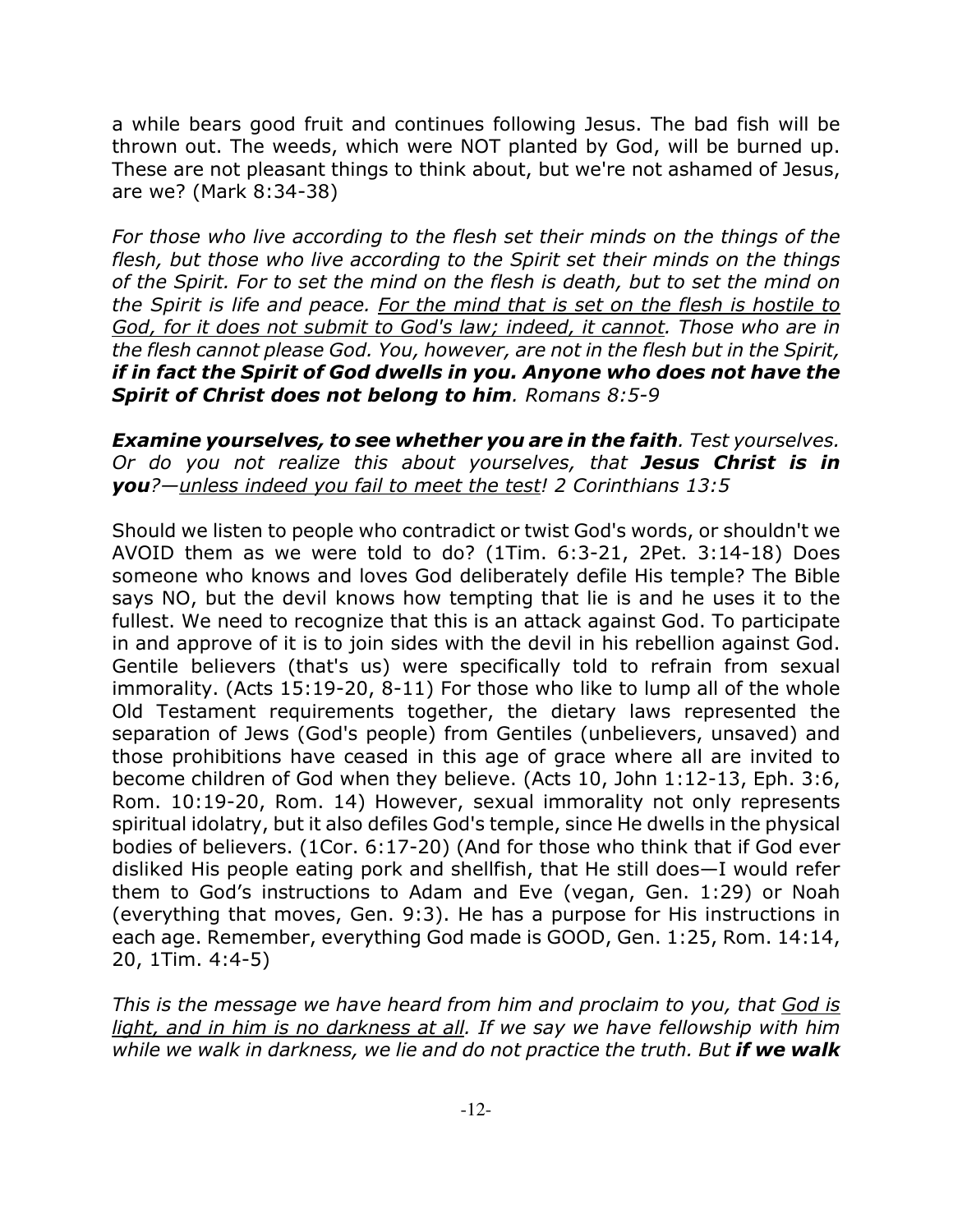a while bears good fruit and continues following Jesus. The bad fish will be thrown out. The weeds, which were NOT planted by God, will be burned up. These are not pleasant things to think about, but we're not ashamed of Jesus, are we? (Mark 8:34-38)

*For those who live according to the flesh set their minds on the things of the flesh, but those who live according to the Spirit set their minds on the things of the Spirit. For to set the mind on the flesh is death, but to set the mind on the Spirit is life and peace. <u>For the mind that is set on the flesh is hostile to God, for it does not submit to God's law; indeed, it cannot</u>. Those who are in the flesh cannot please God. You, however, are not in the flesh but in the Spirit,* ***if in fact the Spirit of God dwells in you. Anyone who does not have the Spirit of Christ does not belong to him****. Romans 8:5-9*

***Examine yourselves, to see whether you are in the faith****. Test yourselves. Or do you not realize this about yourselves, that* ***Jesus Christ is in you****?—<u>unless indeed you fail to meet the test</u>! 2 Corinthians 13:5*

Should we listen to people who contradict or twist God's words, or shouldn't we AVOID them as we were told to do? (1Tim. 6:3-21, 2Pet. 3:14-18) Does someone who knows and loves God deliberately defile His temple? The Bible says NO, but the devil knows how tempting that lie is and he uses it to the fullest. We need to recognize that this is an attack against God. To participate in and approve of it is to join sides with the devil in his rebellion against God. Gentile believers (that's us) were specifically told to refrain from sexual immorality. (Acts 15:19-20, 8-11) For those who like to lump all of the whole Old Testament requirements together, the dietary laws represented the separation of Jews (God's people) from Gentiles (unbelievers, unsaved) and those prohibitions have ceased in this age of grace where all are invited to become children of God when they believe. (Acts 10, John 1:12-13, Eph. 3:6, Rom. 10:19-20, Rom. 14) However, sexual immorality not only represents spiritual idolatry, but it also defiles God's temple, since He dwells in the physical bodies of believers. (1Cor. 6:17-20) (And for those who think that if God ever disliked His people eating pork and shellfish, that He still does—I would refer them to God's instructions to Adam and Eve (vegan, Gen. 1:29) or Noah (everything that moves, Gen. 9:3). He has a purpose for His instructions in each age. Remember, everything God made is GOOD, Gen. 1:25, Rom. 14:14, 20, 1Tim. 4:4-5)

*This is the message we have heard from him and proclaim to you, that <u>God is light, and in him is no darkness at all</u>. If we say we have fellowship with him while we walk in darkness, we lie and do not practice the truth. But* ***if we walk***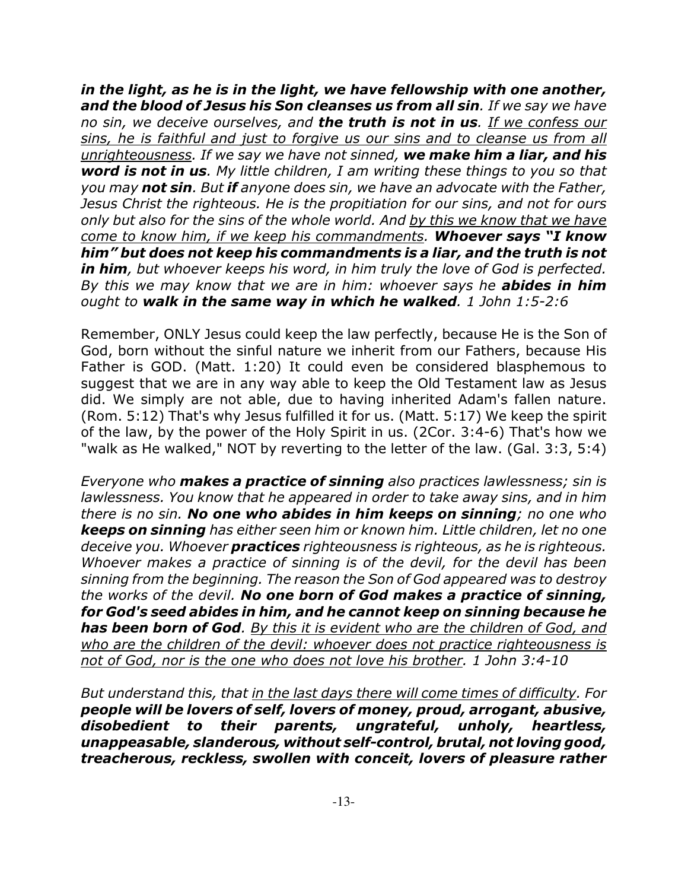*in the light, as he is in the light, we have fellowship with one another, **and the blood of Jesus his Son cleanses us from all sin**. If we say we have no sin, we deceive ourselves, and **the truth is not in us**. <u>If we confess our sins, he is faithful and just to forgive us our sins and to cleanse us from all unrighteousness</u>. If we say we have not sinned, **we make him a liar, and his word is not in us**. My little children, I am writing these things to you so that you may **not sin**. But **if** anyone does sin, we have an advocate with the Father, Jesus Christ the righteous. He is the propitiation for our sins, and not for ours only but also for the sins of the whole world. And <u>by this we know that we have come to know him, if we keep his commandments</u>. **Whoever says "I know him" but does not keep his commandments is a liar, and the truth is not in him**, but whoever keeps his word, in him truly the love of God is perfected. By this we may know that we are in him: whoever says he **abides in him** ought to **walk in the same way in which he walked**. 1 John 1:5-2:6*

Remember, ONLY Jesus could keep the law perfectly, because He is the Son of God, born without the sinful nature we inherit from our Fathers, because His Father is GOD. (Matt. 1:20) It could even be considered blasphemous to suggest that we are in any way able to keep the Old Testament law as Jesus did. We simply are not able, due to having inherited Adam's fallen nature. (Rom. 5:12) That's why Jesus fulfilled it for us. (Matt. 5:17) We keep the spirit of the law, by the power of the Holy Spirit in us. (2Cor. 3:4-6) That's how we "walk as He walked," NOT by reverting to the letter of the law. (Gal. 3:3, 5:4)

*Everyone who **makes a practice of sinning** also practices lawlessness; sin is lawlessness. You know that he appeared in order to take away sins, and in him there is no sin. **No one who abides in him keeps on sinning**; no one who **keeps on sinning** has either seen him or known him. Little children, let no one deceive you. Whoever **practices** righteousness is righteous, as he is righteous. Whoever makes a practice of sinning is of the devil, for the devil has been sinning from the beginning. The reason the Son of God appeared was to destroy the works of the devil. **No one born of God makes a practice of sinning, for God's seed abides in him, and he cannot keep on sinning because he has been born of God**. <u>By this it is evident who are the children of God, and who are the children of the devil: whoever does not practice righteousness is not of God, nor is the one who does not love his brother</u>. 1 John 3:4-10*

*But understand this, that <u>in the last days there will come times of difficulty</u>. For **people will be lovers of self, lovers of money, proud, arrogant, abusive, disobedient to their parents, ungrateful, unholy, heartless, unappeasable, slanderous, without self-control, brutal, not loving good, treacherous, reckless, swollen with conceit, lovers of pleasure rather***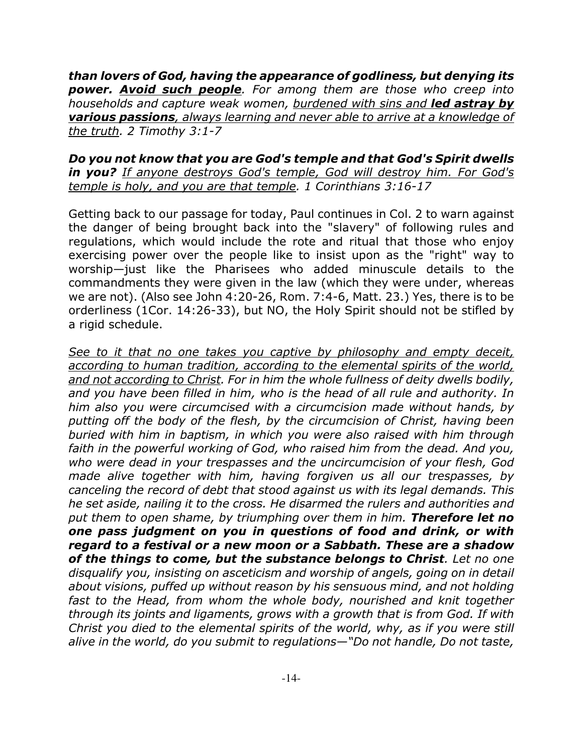***than lovers of God, having the appearance of godliness, but denying its power. <u>Avoid such people</u>****. For among them are those who creep into households and capture weak women, <u>burdened with sins and</u>* ***<u>led astray by various passions</u>****<u>, always learning and never able to arrive at a knowledge of the truth</u>. 2 Timothy 3:1-7*

***Do you not know that you are God's temple and that God's Spirit dwells in you?*** *<u>If anyone destroys God's temple, God will destroy him. For God's temple is holy, and you are that temple</u>. 1 Corinthians 3:16-17*

Getting back to our passage for today, Paul continues in Col. 2 to warn against the danger of being brought back into the "slavery" of following rules and regulations, which would include the rote and ritual that those who enjoy exercising power over the people like to insist upon as the "right" way to worship—just like the Pharisees who added minuscule details to the commandments they were given in the law (which they were under, whereas we are not). (Also see John 4:20-26, Rom. 7:4-6, Matt. 23.) Yes, there is to be orderliness (1Cor. 14:26-33), but NO, the Holy Spirit should not be stifled by a rigid schedule.

*<u>See to it that no one takes you captive by philosophy and empty deceit, according to human tradition, according to the elemental spirits of the world, and not according to Christ</u>. For in him the whole fullness of deity dwells bodily, and you have been filled in him, who is the head of all rule and authority. In him also you were circumcised with a circumcision made without hands, by putting off the body of the flesh, by the circumcision of Christ, having been buried with him in baptism, in which you were also raised with him through faith in the powerful working of God, who raised him from the dead. And you, who were dead in your trespasses and the uncircumcision of your flesh, God made alive together with him, having forgiven us all our trespasses, by canceling the record of debt that stood against us with its legal demands. This he set aside, nailing it to the cross. He disarmed the rulers and authorities and put them to open shame, by triumphing over them in him.* ***Therefore let no one pass judgment on you in questions of food and drink, or with regard to a festival or a new moon or a Sabbath. These are a shadow of the things to come, but the substance belongs to Christ****. Let no one disqualify you, insisting on asceticism and worship of angels, going on in detail about visions, puffed up without reason by his sensuous mind, and not holding fast to the Head, from whom the whole body, nourished and knit together through its joints and ligaments, grows with a growth that is from God. If with Christ you died to the elemental spirits of the world, why, as if you were still alive in the world, do you submit to regulations—"Do not handle, Do not taste,*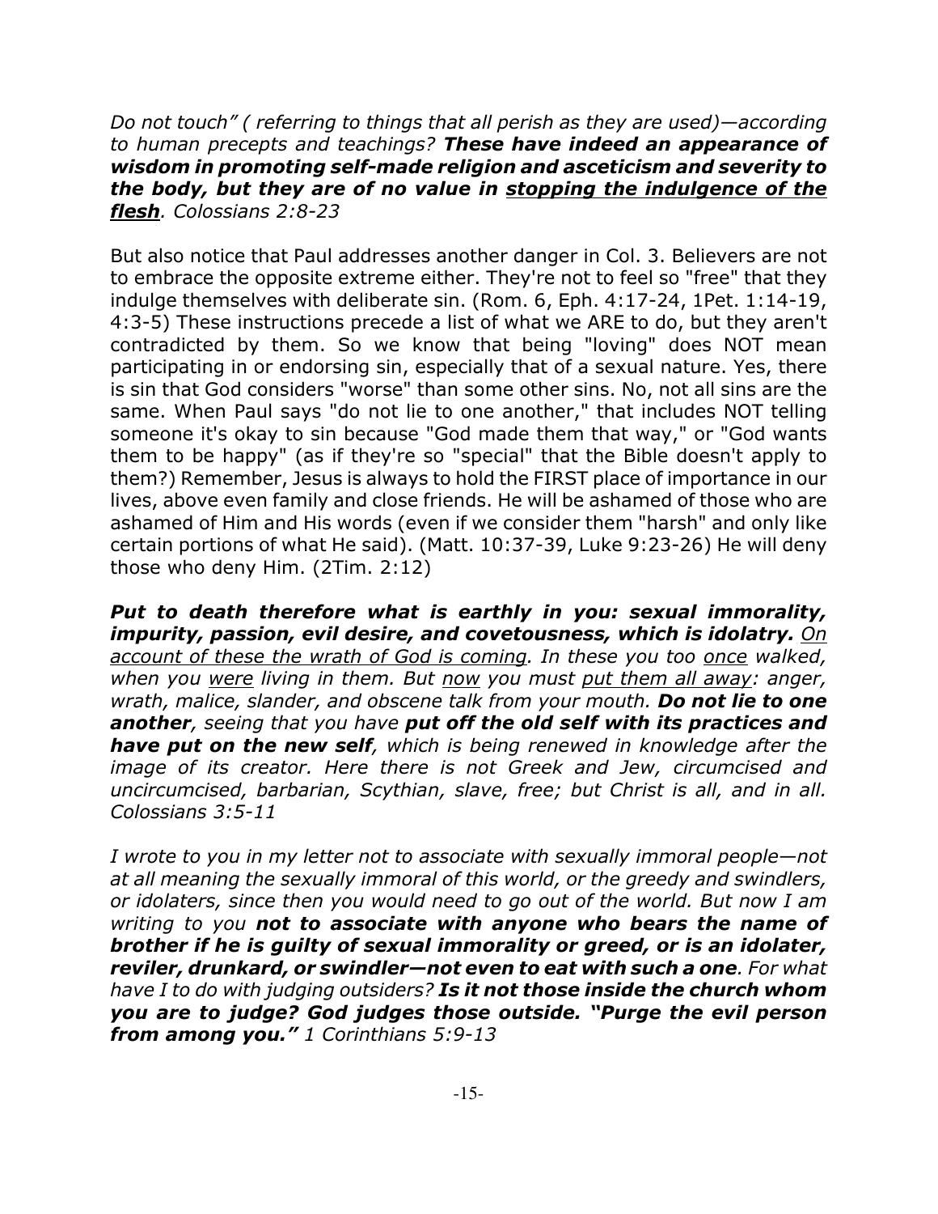*Do not touch" ( referring to things that all perish as they are used)—according to human precepts and teachings?* ***These have indeed an appearance of wisdom in promoting self-made religion and asceticism and severity to the body, but they are of no value in <u>stopping the indulgence of the flesh</u>****. Colossians 2:8-23*

But also notice that Paul addresses another danger in Col. 3. Believers are not to embrace the opposite extreme either. They're not to feel so "free" that they indulge themselves with deliberate sin. (Rom. 6, Eph. 4:17-24, 1Pet. 1:14-19, 4:3-5) These instructions precede a list of what we ARE to do, but they aren't contradicted by them. So we know that being "loving" does NOT mean participating in or endorsing sin, especially that of a sexual nature. Yes, there is sin that God considers "worse" than some other sins. No, not all sins are the same. When Paul says "do not lie to one another," that includes NOT telling someone it's okay to sin because "God made them that way," or "God wants them to be happy" (as if they're so "special" that the Bible doesn't apply to them?) Remember, Jesus is always to hold the FIRST place of importance in our lives, above even family and close friends. He will be ashamed of those who are ashamed of Him and His words (even if we consider them "harsh" and only like certain portions of what He said). (Matt. 10:37-39, Luke 9:23-26) He will deny those who deny Him. (2Tim. 2:12)

***Put to death therefore what is earthly in you: sexual immorality, impurity, passion, evil desire, and covetousness, which is idolatry.*** *<u>On account of these the wrath of God is coming</u>. In these you too <u>once</u> walked, when you <u>were</u> living in them. But <u>now</u> you must <u>put them all away</u>: anger, wrath, malice, slander, and obscene talk from your mouth.* ***Do not lie to one another****, seeing that you have* ***put off the old self with its practices and have put on the new self****, which is being renewed in knowledge after the image of its creator. Here there is not Greek and Jew, circumcised and uncircumcised, barbarian, Scythian, slave, free; but Christ is all, and in all. Colossians 3:5-11*

*I wrote to you in my letter not to associate with sexually immoral people—not at all meaning the sexually immoral of this world, or the greedy and swindlers, or idolaters, since then you would need to go out of the world. But now I am writing to you* ***not to associate with anyone who bears the name of brother if he is guilty of sexual immorality or greed, or is an idolater, reviler, drunkard, or swindler—not even to eat with such a one****. For what have I to do with judging outsiders?* ***Is it not those inside the church whom you are to judge? God judges those outside. "Purge the evil person from among you."*** *1 Corinthians 5:9-13*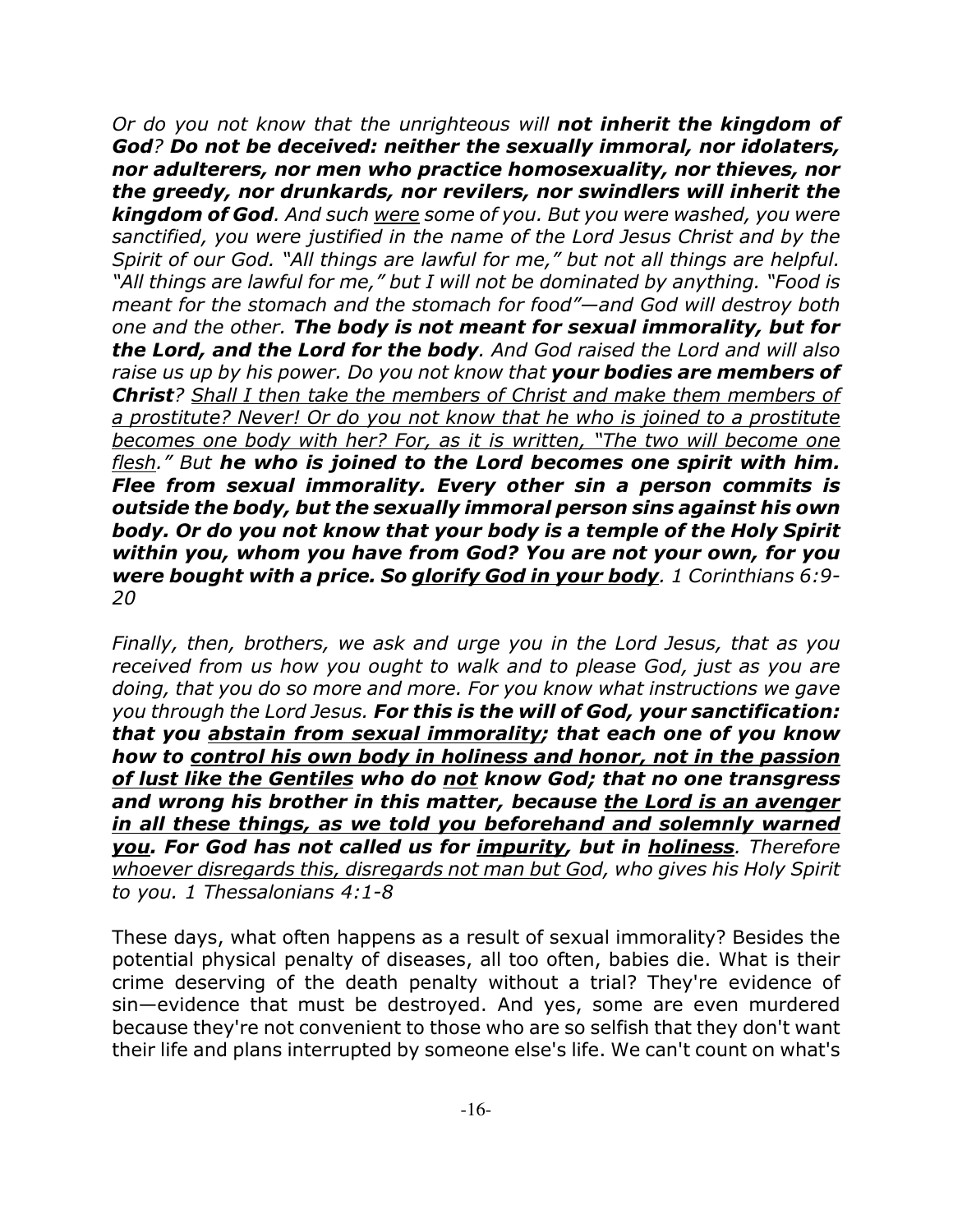*Or do you not know that the unrighteous will **not inherit the kingdom of God**? **Do not be deceived: neither the sexually immoral, nor idolaters, nor adulterers, nor men who practice homosexuality, nor thieves, nor the greedy, nor drunkards, nor revilers, nor swindlers will inherit the kingdom of God**. And such <u>were</u> some of you. But you were washed, you were sanctified, you were justified in the name of the Lord Jesus Christ and by the Spirit of our God. "All things are lawful for me," but not all things are helpful. "All things are lawful for me," but I will not be dominated by anything. "Food is meant for the stomach and the stomach for food"—and God will destroy both one and the other. **The body is not meant for sexual immorality, but for the Lord, and the Lord for the body**. And God raised the Lord and will also raise us up by his power. Do you not know that **your bodies are members of Christ**? <u>Shall I then take the members of Christ and make them members of a prostitute? Never! Or do you not know that he who is joined to a prostitute becomes one body with her? For, as it is written, "The two will become one flesh</u>." But **he who is joined to the Lord becomes one spirit with him. Flee from sexual immorality. Every other sin a person commits is outside the body, but the sexually immoral person sins against his own body. Or do you not know that your body is a temple of the Holy Spirit within you, whom you have from God? You are not your own, for you were bought with a price. So <u>glorify God in your body</u>**. 1 Corinthians 6:9-20*

*Finally, then, brothers, we ask and urge you in the Lord Jesus, that as you received from us how you ought to walk and to please God, just as you are doing, that you do so more and more. For you know what instructions we gave you through the Lord Jesus. **For this is the will of God, your sanctification: that you <u>abstain from sexual immorality</u>; that each one of you know how to <u>control his own body in holiness and honor, not in the passion of lust like the Gentiles</u> who do <u>not</u> know God; that no one transgress and wrong his brother in this matter, because <u>the Lord is an avenger in all these things, as we told you beforehand and solemnly warned you</u>. For God has not called us for <u>impurity</u>, but in <u>holiness</u>**. Therefore <u>whoever disregards this, disregards not man but God</u>, who gives his Holy Spirit to you. 1 Thessalonians 4:1-8*

These days, what often happens as a result of sexual immorality? Besides the potential physical penalty of diseases, all too often, babies die. What is their crime deserving of the death penalty without a trial? They're evidence of sin—evidence that must be destroyed. And yes, some are even murdered because they're not convenient to those who are so selfish that they don't want their life and plans interrupted by someone else's life. We can't count on what's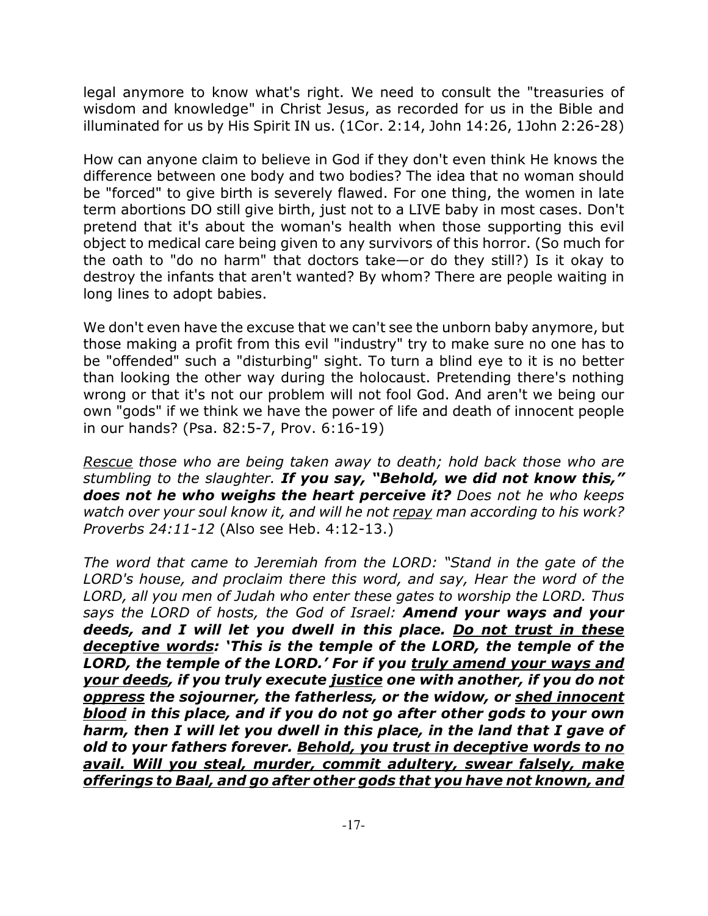legal anymore to know what's right. We need to consult the "treasuries of wisdom and knowledge" in Christ Jesus, as recorded for us in the Bible and illuminated for us by His Spirit IN us. (1Cor. 2:14, John 14:26, 1John 2:26-28)

How can anyone claim to believe in God if they don't even think He knows the difference between one body and two bodies? The idea that no woman should be "forced" to give birth is severely flawed. For one thing, the women in late term abortions DO still give birth, just not to a LIVE baby in most cases. Don't pretend that it's about the woman's health when those supporting this evil object to medical care being given to any survivors of this horror. (So much for the oath to "do no harm" that doctors take—or do they still?) Is it okay to destroy the infants that aren't wanted? By whom? There are people waiting in long lines to adopt babies.

We don't even have the excuse that we can't see the unborn baby anymore, but those making a profit from this evil "industry" try to make sure no one has to be "offended" such a "disturbing" sight. To turn a blind eye to it is no better than looking the other way during the holocaust. Pretending there's nothing wrong or that it's not our problem will not fool God. And aren't we being our own "gods" if we think we have the power of life and death of innocent people in our hands? (Psa. 82:5-7, Prov. 6:16-19)

*<u>Rescue</u> those who are being taken away to death; hold back those who are stumbling to the slaughter.* ***If you say, "Behold, we did not know this," does not he who weighs the heart perceive it?*** *Does not he who keeps watch over your soul know it, and will he not <u>repay</u> man according to his work? Proverbs 24:11-12* (Also see Heb. 4:12-13.)

*The word that came to Jeremiah from the LORD: "Stand in the gate of the LORD's house, and proclaim there this word, and say, Hear the word of the LORD, all you men of Judah who enter these gates to worship the LORD. Thus says the LORD of hosts, the God of Israel:* ***Amend your ways and your deeds, and I will let you dwell in this place. <u>Do not trust in these deceptive words</u>: 'This is the temple of the LORD, the temple of the LORD, the temple of the LORD.' For if you <u>truly amend your ways and your deeds</u>, if you truly execute <u>justice</u> one with another, if you do not <u>oppress</u> the sojourner, the fatherless, or the widow, or <u>shed innocent blood</u> in this place, and if you do not go after other gods to your own harm, then I will let you dwell in this place, in the land that I gave of old to your fathers forever. <u>Behold, you trust in deceptive words to no avail. Will you steal, murder, commit adultery, swear falsely, make offerings to Baal, and go after other gods that you have not known, and</u>***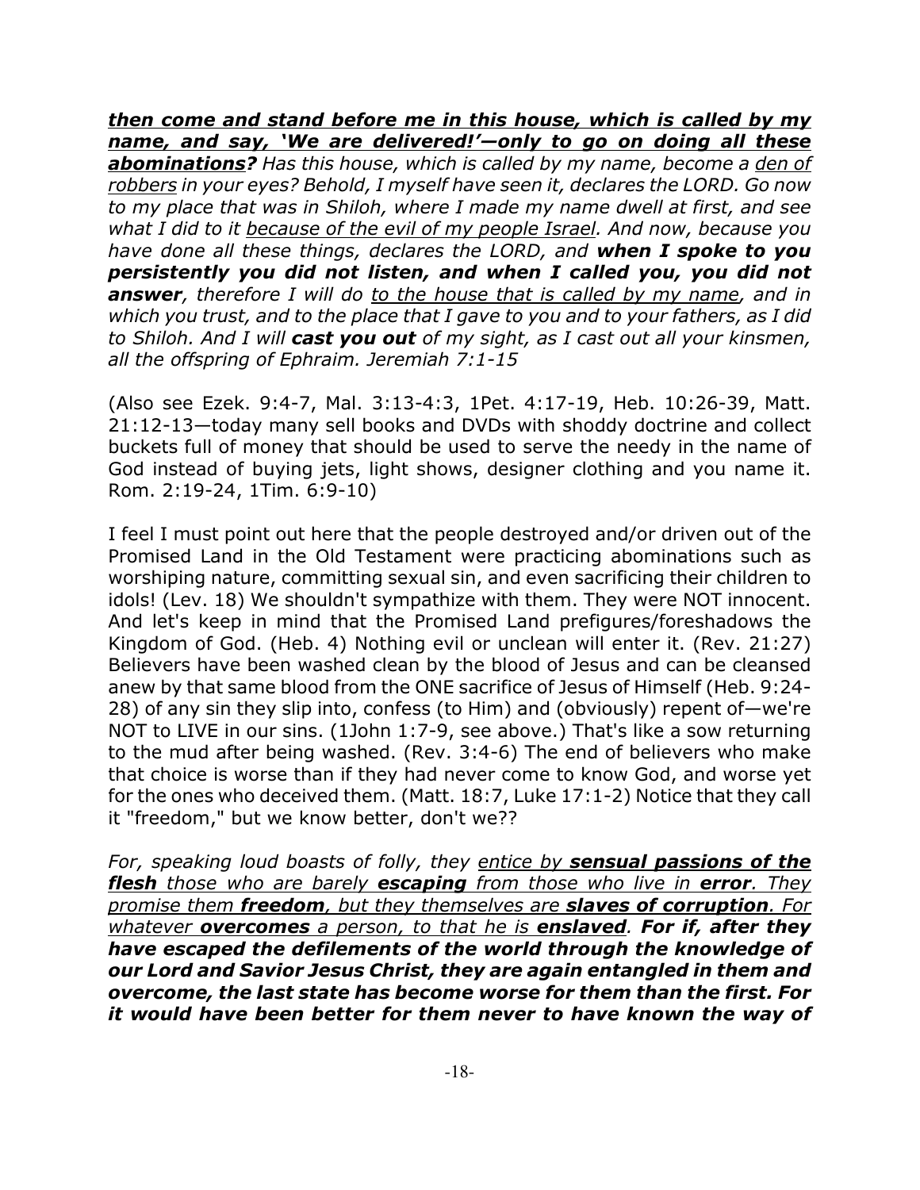*__**then come and stand before me in this house, which is called by my name, and say, 'We are delivered!'—only to go on doing all these abominations?**__ Has this house, which is called by my name, become a <u>den of robbers</u> in your eyes? Behold, I myself have seen it, declares the LORD. Go now to my place that was in Shiloh, where I made my name dwell at first, and see what I did to it <u>because of the evil of my people Israel</u>. And now, because you have done all these things, declares the LORD, and **when I spoke to you persistently you did not listen, and when I called you, you did not answer**, therefore I will do <u>to the house that is called by my name</u>, and in which you trust, and to the place that I gave to you and to your fathers, as I did to Shiloh. And I will **cast you out** of my sight, as I cast out all your kinsmen, all the offspring of Ephraim. Jeremiah 7:1-15*

(Also see Ezek. 9:4-7, Mal. 3:13-4:3, 1Pet. 4:17-19, Heb. 10:26-39, Matt. 21:12-13—today many sell books and DVDs with shoddy doctrine and collect buckets full of money that should be used to serve the needy in the name of God instead of buying jets, light shows, designer clothing and you name it. Rom. 2:19-24, 1Tim. 6:9-10)

I feel I must point out here that the people destroyed and/or driven out of the Promised Land in the Old Testament were practicing abominations such as worshiping nature, committing sexual sin, and even sacrificing their children to idols! (Lev. 18) We shouldn't sympathize with them. They were NOT innocent. And let's keep in mind that the Promised Land prefigures/foreshadows the Kingdom of God. (Heb. 4) Nothing evil or unclean will enter it. (Rev. 21:27) Believers have been washed clean by the blood of Jesus and can be cleansed anew by that same blood from the ONE sacrifice of Jesus of Himself (Heb. 9:24-28) of any sin they slip into, confess (to Him) and (obviously) repent of—we're NOT to LIVE in our sins. (1John 1:7-9, see above.) That's like a sow returning to the mud after being washed. (Rev. 3:4-6) The end of believers who make that choice is worse than if they had never come to know God, and worse yet for the ones who deceived them. (Matt. 18:7, Luke 17:1-2) Notice that they call it "freedom," but we know better, don't we??

*For, speaking loud boasts of folly, they <u>entice by **sensual passions of the flesh** those who are barely **escaping** from those who live in **error**. They promise them **freedom**, but they themselves are **slaves of corruption**. For whatever **overcomes** a person, to that he is **enslaved**</u>. **For if, after they have escaped the defilements of the world through the knowledge of our Lord and Savior Jesus Christ, they are again entangled in them and overcome, the last state has become worse for them than the first. For it would have been better for them never to have known the way of***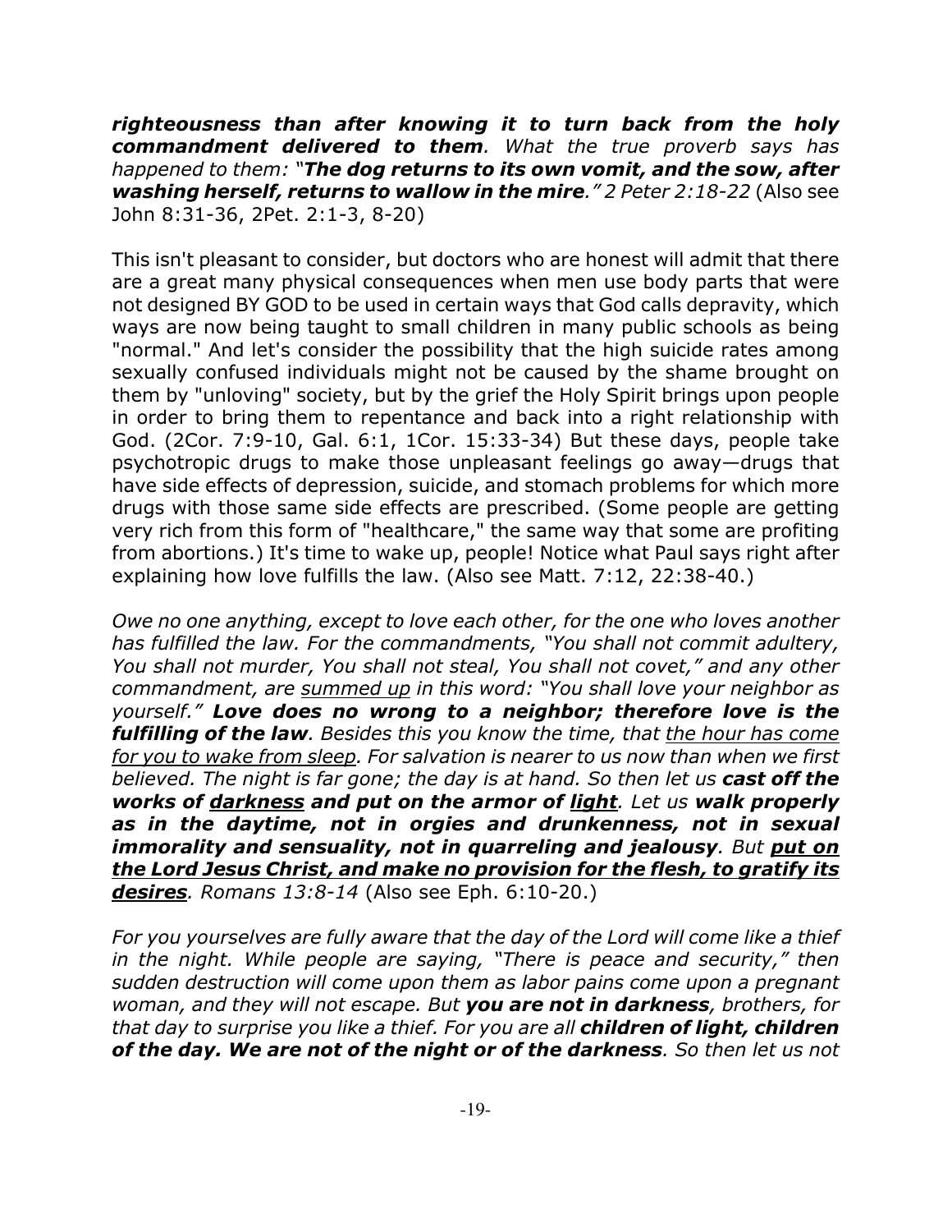***righteousness than after knowing it to turn back from the holy commandment delivered to them**. What the true proverb says has happened to them: "**The dog returns to its own vomit, and the sow, after washing herself, returns to wallow in the mire**." 2 Peter 2:18-22* (Also see John 8:31-36, 2Pet. 2:1-3, 8-20)

This isn't pleasant to consider, but doctors who are honest will admit that there are a great many physical consequences when men use body parts that were not designed BY GOD to be used in certain ways that God calls depravity, which ways are now being taught to small children in many public schools as being "normal." And let's consider the possibility that the high suicide rates among sexually confused individuals might not be caused by the shame brought on them by "unloving" society, but by the grief the Holy Spirit brings upon people in order to bring them to repentance and back into a right relationship with God. (2Cor. 7:9-10, Gal. 6:1, 1Cor. 15:33-34) But these days, people take psychotropic drugs to make those unpleasant feelings go away—drugs that have side effects of depression, suicide, and stomach problems for which more drugs with those same side effects are prescribed. (Some people are getting very rich from this form of "healthcare," the same way that some are profiting from abortions.) It's time to wake up, people! Notice what Paul says right after explaining how love fulfills the law. (Also see Matt. 7:12, 22:38-40.)

*Owe no one anything, except to love each other, for the one who loves another has fulfilled the law. For the commandments, "You shall not commit adultery, You shall not murder, You shall not steal, You shall not covet," and any other commandment, are <u>summed up</u> in this word: "You shall love your neighbor as yourself." **Love does no wrong to a neighbor; therefore love is the fulfilling of the law**. Besides this you know the time, that <u>the hour has come for you to wake from sleep</u>. For salvation is nearer to us now than when we first believed. The night is far gone; the day is at hand. So then let us **cast off the works of <u>darkness</u> and put on the armor of <u>light</u>**. Let us **walk properly as in the daytime, not in orgies and drunkenness, not in sexual immorality and sensuality, not in quarreling and jealousy**. But **<u>put on the Lord Jesus Christ, and make no provision for the flesh, to gratify its desires</u>**. Romans 13:8-14* (Also see Eph. 6:10-20.)

*For you yourselves are fully aware that the day of the Lord will come like a thief in the night. While people are saying, "There is peace and security," then sudden destruction will come upon them as labor pains come upon a pregnant woman, and they will not escape. But **you are not in darkness**, brothers, for that day to surprise you like a thief. For you are all **children of light, children of the day. We are not of the night or of the darkness**. So then let us not*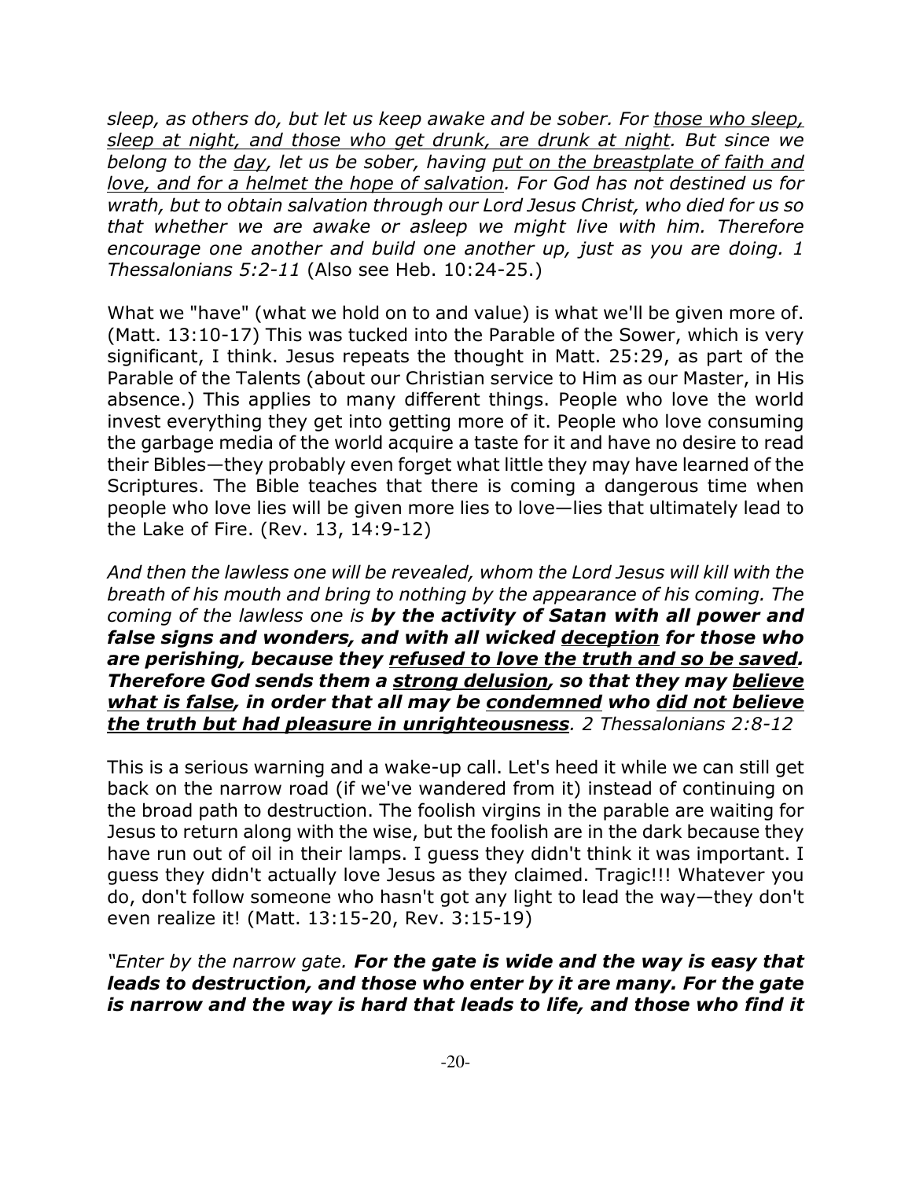*sleep, as others do, but let us keep awake and be sober. For <u>those who sleep, sleep at night, and those who get drunk, are drunk at night</u>. But since we belong to the <u>day</u>, let us be sober, having <u>put on the breastplate of faith and love, and for a helmet the hope of salvation</u>. For God has not destined us for wrath, but to obtain salvation through our Lord Jesus Christ, who died for us so that whether we are awake or asleep we might live with him. Therefore encourage one another and build one another up, just as you are doing. 1 Thessalonians 5:2-11* (Also see Heb. 10:24-25.)

What we "have" (what we hold on to and value) is what we'll be given more of. (Matt. 13:10-17) This was tucked into the Parable of the Sower, which is very significant, I think. Jesus repeats the thought in Matt. 25:29, as part of the Parable of the Talents (about our Christian service to Him as our Master, in His absence.) This applies to many different things. People who love the world invest everything they get into getting more of it. People who love consuming the garbage media of the world acquire a taste for it and have no desire to read their Bibles—they probably even forget what little they may have learned of the Scriptures. The Bible teaches that there is coming a dangerous time when people who love lies will be given more lies to love—lies that ultimately lead to the Lake of Fire. (Rev. 13, 14:9-12)

*And then the lawless one will be revealed, whom the Lord Jesus will kill with the breath of his mouth and bring to nothing by the appearance of his coming. The coming of the lawless one is **by the activity of Satan with all power and false signs and wonders, and with all wicked <u>deception</u> for those who are perishing, because they <u>refused to love the truth and so be saved</u>. Therefore God sends them a <u>strong delusion</u>, so that they may <u>believe what is false</u>, in order that all may be <u>condemned</u> who <u>did not believe the truth but had pleasure in unrighteousness</u>**. 2 Thessalonians 2:8-12*

This is a serious warning and a wake-up call. Let's heed it while we can still get back on the narrow road (if we've wandered from it) instead of continuing on the broad path to destruction. The foolish virgins in the parable are waiting for Jesus to return along with the wise, but the foolish are in the dark because they have run out of oil in their lamps. I guess they didn't think it was important. I guess they didn't actually love Jesus as they claimed. Tragic!!! Whatever you do, don't follow someone who hasn't got any light to lead the way—they don't even realize it! (Matt. 13:15-20, Rev. 3:15-19)

*"Enter by the narrow gate. **For the gate is wide and the way is easy that leads to destruction, and those who enter by it are many. For the gate is narrow and the way is hard that leads to life, and those who find it***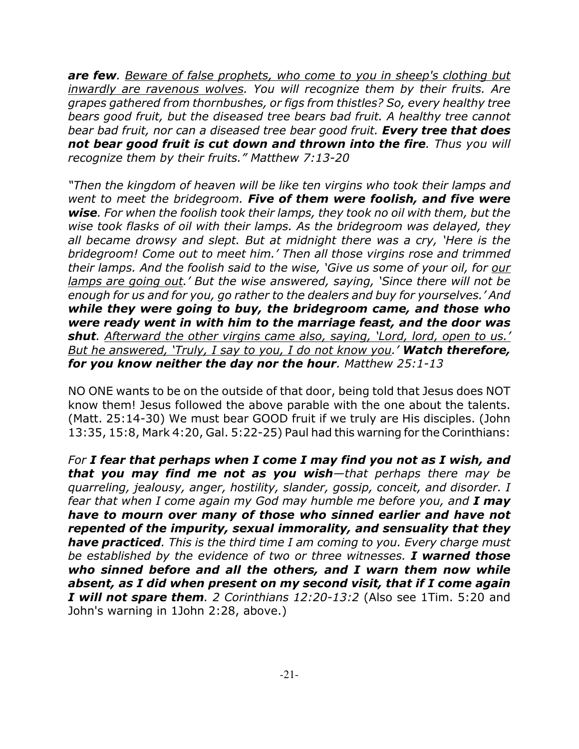*__are few__. <u>Beware of false prophets, who come to you in sheep's clothing but inwardly are ravenous wolves</u>. You will recognize them by their fruits. Are grapes gathered from thornbushes, or figs from thistles? So, every healthy tree bears good fruit, but the diseased tree bears bad fruit. A healthy tree cannot bear bad fruit, nor can a diseased tree bear good fruit. __Every tree that does not bear good fruit is cut down and thrown into the fire__. Thus you will recognize them by their fruits." Matthew 7:13-20*

*"Then the kingdom of heaven will be like ten virgins who took their lamps and went to meet the bridegroom. __Five of them were foolish, and five were wise__. For when the foolish took their lamps, they took no oil with them, but the wise took flasks of oil with their lamps. As the bridegroom was delayed, they all became drowsy and slept. But at midnight there was a cry, 'Here is the bridegroom! Come out to meet him.' Then all those virgins rose and trimmed their lamps. And the foolish said to the wise, 'Give us some of your oil, for <u>our lamps are going out</u>.' But the wise answered, saying, 'Since there will not be enough for us and for you, go rather to the dealers and buy for yourselves.' And __while they were going to buy, the bridegroom came, and those who were ready went in with him to the marriage feast, and the door was shut__. <u>Afterward the other virgins came also, saying, 'Lord, lord, open to us.' But he answered, 'Truly, I say to you, I do not know you</u>.' __Watch therefore, for you know neither the day nor the hour__. Matthew 25:1-13*

NO ONE wants to be on the outside of that door, being told that Jesus does NOT know them! Jesus followed the above parable with the one about the talents. (Matt. 25:14-30) We must bear GOOD fruit if we truly are His disciples. (John 13:35, 15:8, Mark 4:20, Gal. 5:22-25) Paul had this warning for the Corinthians:

*For __I fear that perhaps when I come I may find you not as I wish, and that you may find me not as you wish__—that perhaps there may be quarreling, jealousy, anger, hostility, slander, gossip, conceit, and disorder. I fear that when I come again my God may humble me before you, and __I may have to mourn over many of those who sinned earlier and have not repented of the impurity, sexual immorality, and sensuality that they have practiced__. This is the third time I am coming to you. Every charge must be established by the evidence of two or three witnesses. __I warned those who sinned before and all the others, and I warn them now while absent, as I did when present on my second visit, that if I come again I will not spare them__. 2 Corinthians 12:20-13:2* (Also see 1Tim. 5:20 and John's warning in 1John 2:28, above.)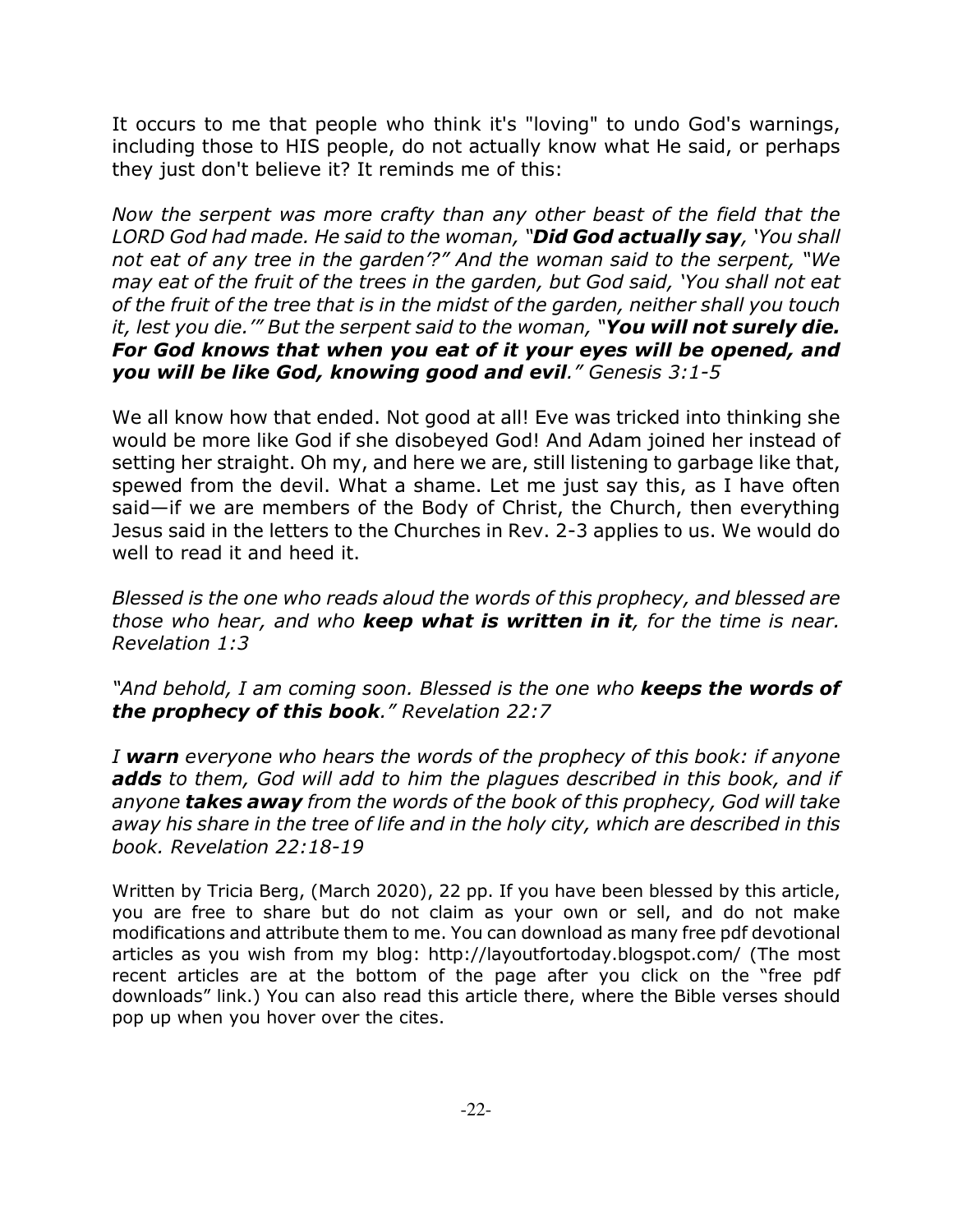It occurs to me that people who think it's "loving" to undo God's warnings, including those to HIS people, do not actually know what He said, or perhaps they just don't believe it? It reminds me of this:

*Now the serpent was more crafty than any other beast of the field that the LORD God had made. He said to the woman, "**Did God actually say**, 'You shall not eat of any tree in the garden'?" And the woman said to the serpent, "We may eat of the fruit of the trees in the garden, but God said, 'You shall not eat of the fruit of the tree that is in the midst of the garden, neither shall you touch it, lest you die.'" But the serpent said to the woman, "**You will not surely die. For God knows that when you eat of it your eyes will be opened, and you will be like God, knowing good and evil**." Genesis 3:1-5*

We all know how that ended. Not good at all! Eve was tricked into thinking she would be more like God if she disobeyed God! And Adam joined her instead of setting her straight. Oh my, and here we are, still listening to garbage like that, spewed from the devil. What a shame. Let me just say this, as I have often said—if we are members of the Body of Christ, the Church, then everything Jesus said in the letters to the Churches in Rev. 2-3 applies to us. We would do well to read it and heed it.

*Blessed is the one who reads aloud the words of this prophecy, and blessed are those who hear, and who **keep what is written in it**, for the time is near. Revelation 1:3*

*"And behold, I am coming soon. Blessed is the one who **keeps the words of the prophecy of this book**." Revelation 22:7*

*I **warn** everyone who hears the words of the prophecy of this book: if anyone **adds** to them, God will add to him the plagues described in this book, and if anyone **takes away** from the words of the book of this prophecy, God will take away his share in the tree of life and in the holy city, which are described in this book. Revelation 22:18-19*

Written by Tricia Berg, (March 2020), 22 pp. If you have been blessed by this article, you are free to share but do not claim as your own or sell, and do not make modifications and attribute them to me. You can download as many free pdf devotional articles as you wish from my blog: http://layoutfortoday.blogspot.com/ (The most recent articles are at the bottom of the page after you click on the "free pdf downloads" link.) You can also read this article there, where the Bible verses should pop up when you hover over the cites.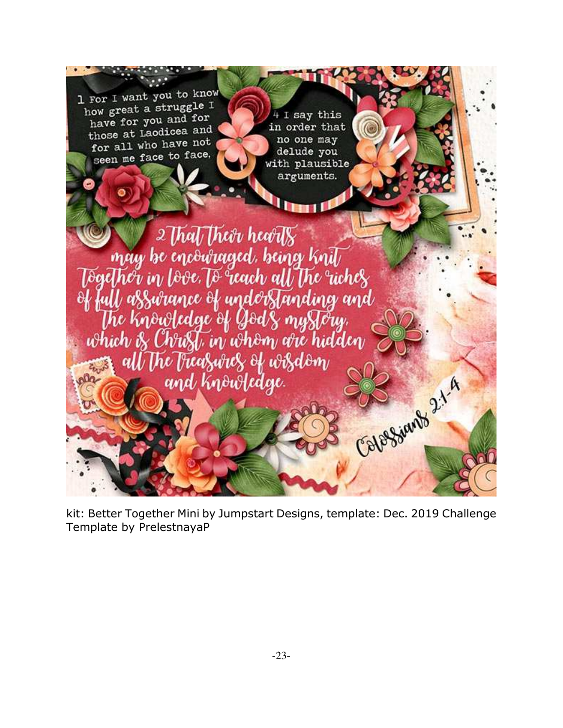1 For I want you to know how great a struggle I have for you and for those at Laodicea and for all who have not seen me face to face,

4 I say this in order that no one may delude you with plausible arguments.

2 That their hearts may be encouraged, being knit together in love, to reach all the riches of full assurance of understanding and the knowledge of God's mystery, which is Christ, in whom are hidden all the treasures of wisdom and knowledge.

Colossians 2:1-4

kit: Better Together Mini by Jumpstart Designs, template: Dec. 2019 Challenge Template by PrelestnayaP